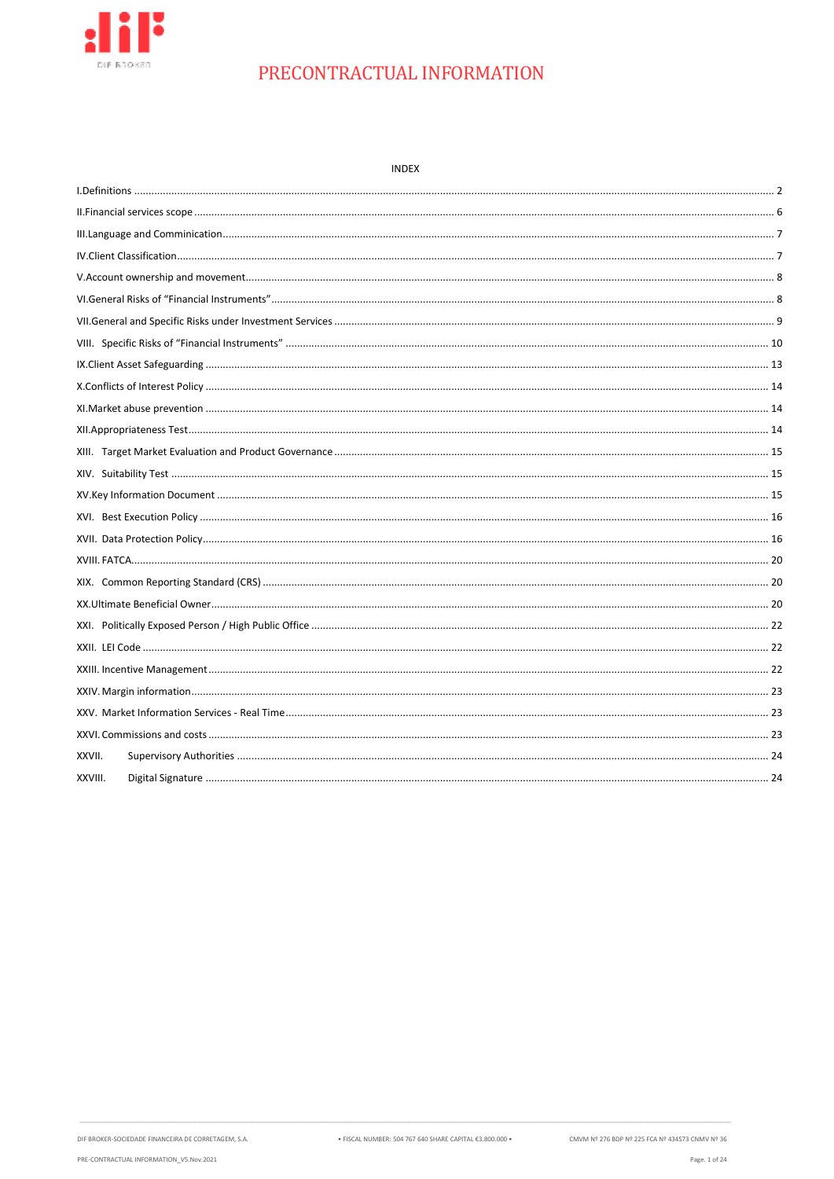# PRECONTRACTUAL INFORMATION

INDEX

I.Definitions ............ 2
II.Financial services scope ............ 6
III.Language and Comminication ............ 7
IV.Client Classification ............ 7
V.Account ownership and movement ............ 8
VI.General Risks of "Financial Instruments" ............ 8
VII.General and Specific Risks under Investment Services ............ 9
VIII. Specific Risks of "Financial Instruments" ............ 10
IX.Client Asset Safeguarding ............ 13
X.Conflicts of Interest Policy ............ 14
XI.Market abuse prevention ............ 14
XII.Appropriateness Test ............ 14
XIII. Target Market Evaluation and Product Governance ............ 15
XIV. Suitability Test ............ 15
XV.Key Information Document ............ 15
XVI. Best Execution Policy ............ 16
XVII. Data Protection Policy ............ 16
XVIII. FATCA ............ 20
XIX. Common Reporting Standard (CRS) ............ 20
XX.Ultimate Beneficial Owner ............ 20
XXI. Politically Exposed Person / High Public Office ............ 22
XXII. LEI Code ............ 22
XXIII. Incentive Management ............ 22
XXIV. Margin information ............ 23
XXV. Market Information Services - Real Time ............ 23
XXVI. Commissions and costs ............ 23
XXVII. Supervisory Authorities ............ 24
XXVIII. Digital Signature ............ 24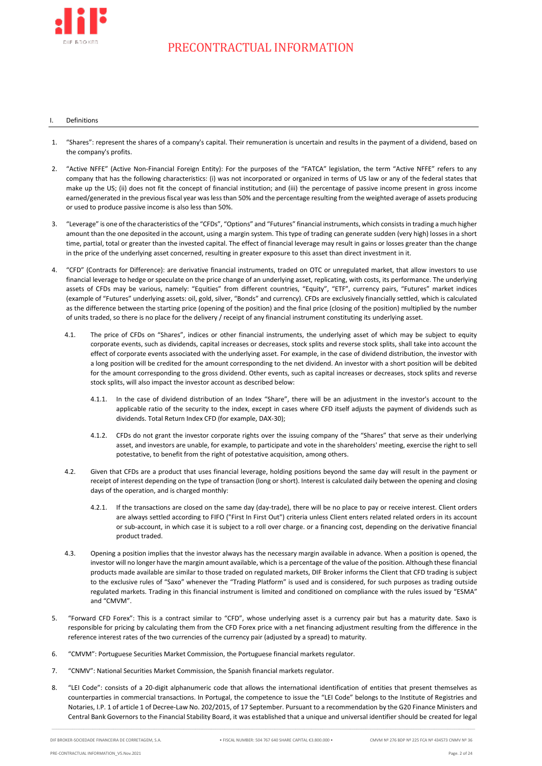# PRECONTRACTUAL INFORMATION

## I. Definitions

1. "Shares": represent the shares of a company's capital. Their remuneration is uncertain and results in the payment of a dividend, based on the company's profits.

2. "Active NFFE" (Active Non-Financial Foreign Entity): For the purposes of the "FATCA" legislation, the term "Active NFFE" refers to any company that has the following characteristics: (i) was not incorporated or organized in terms of US law or any of the federal states that make up the US; (ii) does not fit the concept of financial institution; and (iii) the percentage of passive income present in gross income earned/generated in the previous fiscal year was less than 50% and the percentage resulting from the weighted average of assets producing or used to produce passive income is also less than 50%.

3. "Leverage" is one of the characteristics of the "CFDs", "Options" and "Futures" financial instruments, which consists in trading a much higher amount than the one deposited in the account, using a margin system. This type of trading can generate sudden (very high) losses in a short time, partial, total or greater than the invested capital. The effect of financial leverage may result in gains or losses greater than the change in the price of the underlying asset concerned, resulting in greater exposure to this asset than direct investment in it.

4. "CFD" (Contracts for Difference): are derivative financial instruments, traded on OTC or unregulated market, that allow investors to use financial leverage to hedge or speculate on the price change of an underlying asset, replicating, with costs, its performance. The underlying assets of CFDs may be various, namely: "Equities" from different countries, "Equity", "ETF", currency pairs, "Futures" market indices (example of "Futures" underlying assets: oil, gold, silver, "Bonds" and currency). CFDs are exclusively financially settled, which is calculated as the difference between the starting price (opening of the position) and the final price (closing of the position) multiplied by the number of units traded, so there is no place for the delivery / receipt of any financial instrument constituting its underlying asset.

   4.1. The price of CFDs on "Shares", indices or other financial instruments, the underlying asset of which may be subject to equity corporate events, such as dividends, capital increases or decreases, stock splits and reverse stock splits, shall take into account the effect of corporate events associated with the underlying asset. For example, in the case of dividend distribution, the investor with a long position will be credited for the amount corresponding to the net dividend. An investor with a short position will be debited for the amount corresponding to the gross dividend. Other events, such as capital increases or decreases, stock splits and reverse stock splits, will also impact the investor account as described below:

      4.1.1. In the case of dividend distribution of an Index "Share", there will be an adjustment in the investor's account to the applicable ratio of the security to the index, except in cases where CFD itself adjusts the payment of dividends such as dividends. Total Return Index CFD (for example, DAX-30);

      4.1.2. CFDs do not grant the investor corporate rights over the issuing company of the "Shares" that serve as their underlying asset, and investors are unable, for example, to participate and vote in the shareholders' meeting, exercise the right to sell potestative, to benefit from the right of potestative acquisition, among others.

   4.2. Given that CFDs are a product that uses financial leverage, holding positions beyond the same day will result in the payment or receipt of interest depending on the type of transaction (long or short). Interest is calculated daily between the opening and closing days of the operation, and is charged monthly:

      4.2.1. If the transactions are closed on the same day (day-trade), there will be no place to pay or receive interest. Client orders are always settled according to FIFO ("First In First Out") criteria unless Client enters related related orders in its account or sub-account, in which case it is subject to a roll over charge. or a financing cost, depending on the derivative financial product traded.

   4.3. Opening a position implies that the investor always has the necessary margin available in advance. When a position is opened, the investor will no longer have the margin amount available, which is a percentage of the value of the position. Although these financial products made available are similar to those traded on regulated markets, DIF Broker informs the Client that CFD trading is subject to the exclusive rules of "Saxo" whenever the "Trading Platform" is used and is considered, for such purposes as trading outside regulated markets. Trading in this financial instrument is limited and conditioned on compliance with the rules issued by "ESMA" and "CMVM".

5. "Forward CFD Forex": This is a contract similar to "CFD", whose underlying asset is a currency pair but has a maturity date. Saxo is responsible for pricing by calculating them from the CFD Forex price with a net financing adjustment resulting from the difference in the reference interest rates of the two currencies of the currency pair (adjusted by a spread) to maturity.

6. "CMVM": Portuguese Securities Market Commission, the Portuguese financial markets regulator.

7. "CNMV": National Securities Market Commission, the Spanish financial markets regulator.

8. "LEI Code": consists of a 20-digit alphanumeric code that allows the international identification of entities that present themselves as counterparties in commercial transactions. In Portugal, the competence to issue the "LEI Code" belongs to the Institute of Registries and Notaries, I.P. 1 of article 1 of Decree-Law No. 202/2015, of 17 September. Pursuant to a recommendation by the G20 Finance Ministers and Central Bank Governors to the Financial Stability Board, it was established that a unique and universal identifier should be created for legal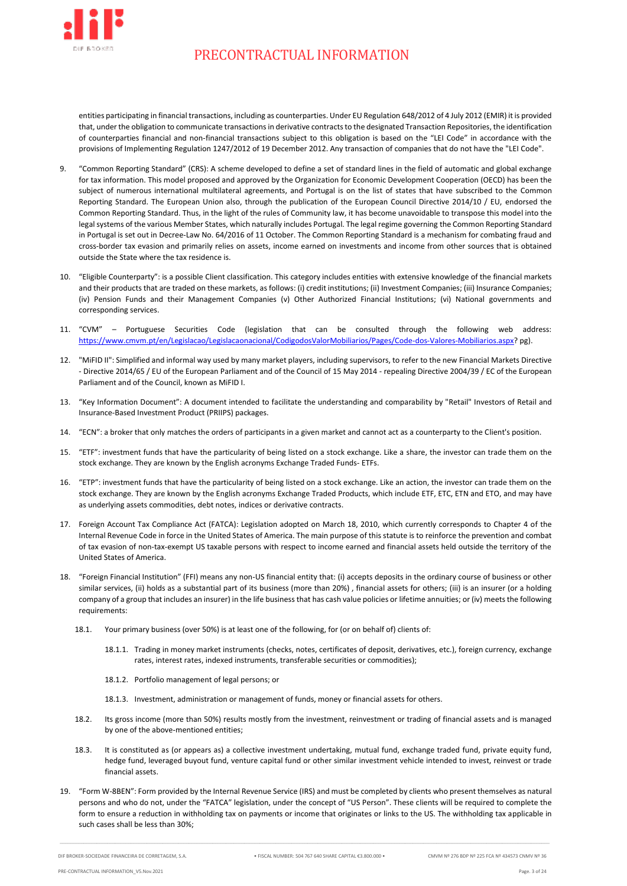entities participating in financial transactions, including as counterparties. Under EU Regulation 648/2012 of 4 July 2012 (EMIR) it is provided that, under the obligation to communicate transactions in derivative contracts to the designated Transaction Repositories, the identification of counterparties financial and non-financial transactions subject to this obligation is based on the "LEI Code" in accordance with the provisions of Implementing Regulation 1247/2012 of 19 December 2012. Any transaction of companies that do not have the "LEI Code".

9. "Common Reporting Standard" (CRS): A scheme developed to define a set of standard lines in the field of automatic and global exchange for tax information. This model proposed and approved by the Organization for Economic Development Cooperation (OECD) has been the subject of numerous international multilateral agreements, and Portugal is on the list of states that have subscribed to the Common Reporting Standard. The European Union also, through the publication of the European Council Directive 2014/10 / EU, endorsed the Common Reporting Standard. Thus, in the light of the rules of Community law, it has become unavoidable to transpose this model into the legal systems of the various Member States, which naturally includes Portugal. The legal regime governing the Common Reporting Standard in Portugal is set out in Decree-Law No. 64/2016 of 11 October. The Common Reporting Standard is a mechanism for combating fraud and cross-border tax evasion and primarily relies on assets, income earned on investments and income from other sources that is obtained outside the State where the tax residence is.

10. "Eligible Counterparty": is a possible Client classification. This category includes entities with extensive knowledge of the financial markets and their products that are traded on these markets, as follows: (i) credit institutions; (ii) Investment Companies; (iii) Insurance Companies; (iv) Pension Funds and their Management Companies (v) Other Authorized Financial Institutions; (vi) National governments and corresponding services.

11. "CVM" – Portuguese Securities Code (legislation that can be consulted through the following web address: https://www.cmvm.pt/en/Legislacao/Legislacaonacional/CodigodosValorMobiliarios/Pages/Code-dos-Valores-Mobiliarios.aspx? pg).

12. "MiFID II": Simplified and informal way used by many market players, including supervisors, to refer to the new Financial Markets Directive - Directive 2014/65 / EU of the European Parliament and of the Council of 15 May 2014 - repealing Directive 2004/39 / EC of the European Parliament and of the Council, known as MiFID I.

13. "Key Information Document": A document intended to facilitate the understanding and comparability by "Retail" Investors of Retail and Insurance-Based Investment Product (PRIIPS) packages.

14. "ECN": a broker that only matches the orders of participants in a given market and cannot act as a counterparty to the Client's position.

15. "ETF": investment funds that have the particularity of being listed on a stock exchange. Like a share, the investor can trade them on the stock exchange. They are known by the English acronyms Exchange Traded Funds- ETFs.

16. "ETP": investment funds that have the particularity of being listed on a stock exchange. Like an action, the investor can trade them on the stock exchange. They are known by the English acronyms Exchange Traded Products, which include ETF, ETC, ETN and ETO, and may have as underlying assets commodities, debt notes, indices or derivative contracts.

17. Foreign Account Tax Compliance Act (FATCA): Legislation adopted on March 18, 2010, which currently corresponds to Chapter 4 of the Internal Revenue Code in force in the United States of America. The main purpose of this statute is to reinforce the prevention and combat of tax evasion of non-tax-exempt US taxable persons with respect to income earned and financial assets held outside the territory of the United States of America.

18. "Foreign Financial Institution" (FFI) means any non-US financial entity that: (i) accepts deposits in the ordinary course of business or other similar services, (ii) holds as a substantial part of its business (more than 20%) , financial assets for others; (iii) is an insurer (or a holding company of a group that includes an insurer) in the life business that has cash value policies or lifetime annuities; or (iv) meets the following requirements:

    18.1. Your primary business (over 50%) is at least one of the following, for (or on behalf of) clients of:

        18.1.1. Trading in money market instruments (checks, notes, certificates of deposit, derivatives, etc.), foreign currency, exchange rates, interest rates, indexed instruments, transferable securities or commodities);

        18.1.2. Portfolio management of legal persons; or

        18.1.3. Investment, administration or management of funds, money or financial assets for others.

    18.2. Its gross income (more than 50%) results mostly from the investment, reinvestment or trading of financial assets and is managed by one of the above-mentioned entities;

    18.3. It is constituted as (or appears as) a collective investment undertaking, mutual fund, exchange traded fund, private equity fund, hedge fund, leveraged buyout fund, venture capital fund or other similar investment vehicle intended to invest, reinvest or trade financial assets.

19. "Form W-8BEN": Form provided by the Internal Revenue Service (IRS) and must be completed by clients who present themselves as natural persons and who do not, under the "FATCA" legislation, under the concept of "US Person". These clients will be required to complete the form to ensure a reduction in withholding tax on payments or income that originates or links to the US. The withholding tax applicable in such cases shall be less than 30%;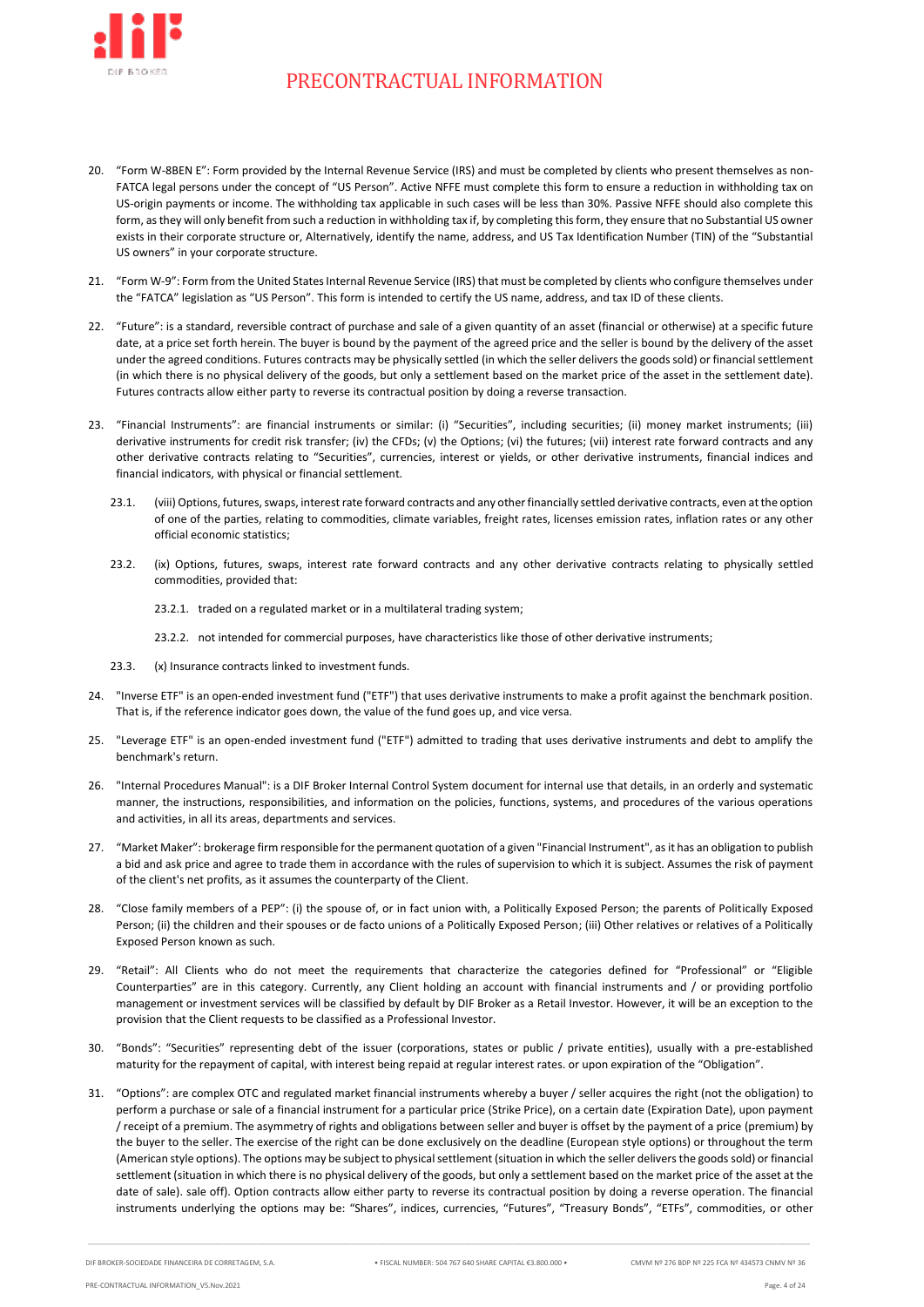20. "Form W-8BEN E": Form provided by the Internal Revenue Service (IRS) and must be completed by clients who present themselves as non-FATCA legal persons under the concept of "US Person". Active NFFE must complete this form to ensure a reduction in withholding tax on US-origin payments or income. The withholding tax applicable in such cases will be less than 30%. Passive NFFE should also complete this form, as they will only benefit from such a reduction in withholding tax if, by completing this form, they ensure that no Substantial US owner exists in their corporate structure or, Alternatively, identify the name, address, and US Tax Identification Number (TIN) of the "Substantial US owners" in your corporate structure.

21. "Form W-9": Form from the United States Internal Revenue Service (IRS) that must be completed by clients who configure themselves under the "FATCA" legislation as "US Person". This form is intended to certify the US name, address, and tax ID of these clients.

22. "Future": is a standard, reversible contract of purchase and sale of a given quantity of an asset (financial or otherwise) at a specific future date, at a price set forth herein. The buyer is bound by the payment of the agreed price and the seller is bound by the delivery of the asset under the agreed conditions. Futures contracts may be physically settled (in which the seller delivers the goods sold) or financial settlement (in which there is no physical delivery of the goods, but only a settlement based on the market price of the asset in the settlement date). Futures contracts allow either party to reverse its contractual position by doing a reverse transaction.

23. "Financial Instruments": are financial instruments or similar: (i) "Securities", including securities; (ii) money market instruments; (iii) derivative instruments for credit risk transfer; (iv) the CFDs; (v) the Options; (vi) the futures; (vii) interest rate forward contracts and any other derivative contracts relating to "Securities", currencies, interest or yields, or other derivative instruments, financial indices and financial indicators, with physical or financial settlement.

    23.1. (viii) Options, futures, swaps, interest rate forward contracts and any other financially settled derivative contracts, even at the option of one of the parties, relating to commodities, climate variables, freight rates, licenses emission rates, inflation rates or any other official economic statistics;

    23.2. (ix) Options, futures, swaps, interest rate forward contracts and any other derivative contracts relating to physically settled commodities, provided that:

        23.2.1. traded on a regulated market or in a multilateral trading system;

        23.2.2. not intended for commercial purposes, have characteristics like those of other derivative instruments;

    23.3. (x) Insurance contracts linked to investment funds.

24. "Inverse ETF" is an open-ended investment fund ("ETF") that uses derivative instruments to make a profit against the benchmark position. That is, if the reference indicator goes down, the value of the fund goes up, and vice versa.

25. "Leverage ETF" is an open-ended investment fund ("ETF") admitted to trading that uses derivative instruments and debt to amplify the benchmark's return.

26. "Internal Procedures Manual": is a DIF Broker Internal Control System document for internal use that details, in an orderly and systematic manner, the instructions, responsibilities, and information on the policies, functions, systems, and procedures of the various operations and activities, in all its areas, departments and services.

27. "Market Maker": brokerage firm responsible for the permanent quotation of a given "Financial Instrument", as it has an obligation to publish a bid and ask price and agree to trade them in accordance with the rules of supervision to which it is subject. Assumes the risk of payment of the client's net profits, as it assumes the counterparty of the Client.

28. "Close family members of a PEP": (i) the spouse of, or in fact union with, a Politically Exposed Person; the parents of Politically Exposed Person; (ii) the children and their spouses or de facto unions of a Politically Exposed Person; (iii) Other relatives or relatives of a Politically Exposed Person known as such.

29. "Retail": All Clients who do not meet the requirements that characterize the categories defined for "Professional" or "Eligible Counterparties" are in this category. Currently, any Client holding an account with financial instruments and / or providing portfolio management or investment services will be classified by default by DIF Broker as a Retail Investor. However, it will be an exception to the provision that the Client requests to be classified as a Professional Investor.

30. "Bonds": "Securities" representing debt of the issuer (corporations, states or public / private entities), usually with a pre-established maturity for the repayment of capital, with interest being repaid at regular interest rates. or upon expiration of the "Obligation".

31. "Options": are complex OTC and regulated market financial instruments whereby a buyer / seller acquires the right (not the obligation) to perform a purchase or sale of a financial instrument for a particular price (Strike Price), on a certain date (Expiration Date), upon payment / receipt of a premium. The asymmetry of rights and obligations between seller and buyer is offset by the payment of a price (premium) by the buyer to the seller. The exercise of the right can be done exclusively on the deadline (European style options) or throughout the term (American style options). The options may be subject to physical settlement (situation in which the seller delivers the goods sold) or financial settlement (situation in which there is no physical delivery of the goods, but only a settlement based on the market price of the asset at the date of sale). sale off). Option contracts allow either party to reverse its contractual position by doing a reverse operation. The financial instruments underlying the options may be: "Shares", indices, currencies, "Futures", "Treasury Bonds", "ETFs", commodities, or other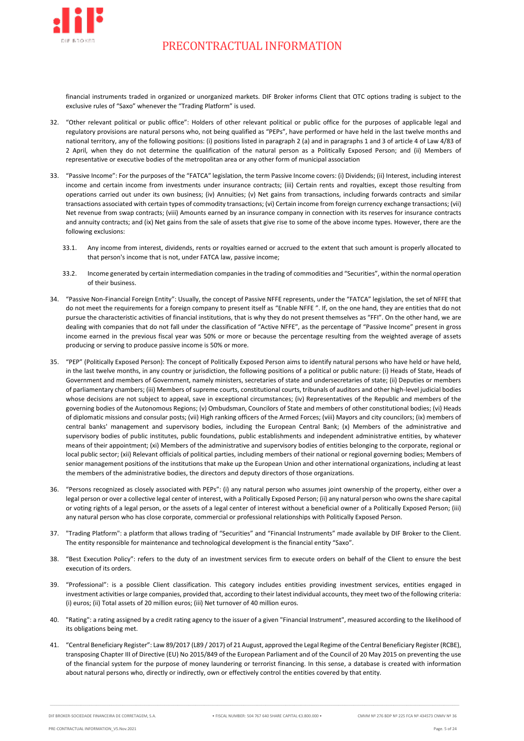financial instruments traded in organized or unorganized markets. DIF Broker informs Client that OTC options trading is subject to the exclusive rules of "Saxo" whenever the "Trading Platform" is used.

32. "Other relevant political or public office": Holders of other relevant political or public office for the purposes of applicable legal and regulatory provisions are natural persons who, not being qualified as "PEPs", have performed or have held in the last twelve months and national territory, any of the following positions: (i) positions listed in paragraph 2 (a) and in paragraphs 1 and 3 of article 4 of Law 4/83 of 2 April, when they do not determine the qualification of the natural person as a Politically Exposed Person; and (ii) Members of representative or executive bodies of the metropolitan area or any other form of municipal association

33. "Passive Income": For the purposes of the "FATCA" legislation, the term Passive Income covers: (i) Dividends; (ii) Interest, including interest income and certain income from investments under insurance contracts; (iii) Certain rents and royalties, except those resulting from operations carried out under its own business; (iv) Annuities; (v) Net gains from transactions, including forwards contracts and similar transactions associated with certain types of commodity transactions; (vi) Certain income from foreign currency exchange transactions; (vii) Net revenue from swap contracts; (viii) Amounts earned by an insurance company in connection with its reserves for insurance contracts and annuity contracts; and (ix) Net gains from the sale of assets that give rise to some of the above income types. However, there are the following exclusions:

    33.1. Any income from interest, dividends, rents or royalties earned or accrued to the extent that such amount is properly allocated to that person's income that is not, under FATCA law, passive income;

    33.2. Income generated by certain intermediation companies in the trading of commodities and "Securities", within the normal operation of their business.

34. "Passive Non-Financial Foreign Entity": Usually, the concept of Passive NFFE represents, under the "FATCA" legislation, the set of NFFE that do not meet the requirements for a foreign company to present itself as "Enable NFFE ". If, on the one hand, they are entities that do not pursue the characteristic activities of financial institutions, that is why they do not present themselves as "FFI". On the other hand, we are dealing with companies that do not fall under the classification of "Active NFFE", as the percentage of "Passive Income" present in gross income earned in the previous fiscal year was 50% or more or because the percentage resulting from the weighted average of assets producing or serving to produce passive income is 50% or more.

35. "PEP" (Politically Exposed Person): The concept of Politically Exposed Person aims to identify natural persons who have held or have held, in the last twelve months, in any country or jurisdiction, the following positions of a political or public nature: (i) Heads of State, Heads of Government and members of Government, namely ministers, secretaries of state and undersecretaries of state; (ii) Deputies or members of parliamentary chambers; (iii) Members of supreme courts, constitutional courts, tribunals of auditors and other high-level judicial bodies whose decisions are not subject to appeal, save in exceptional circumstances; (iv) Representatives of the Republic and members of the governing bodies of the Autonomous Regions; (v) Ombudsman, Councilors of State and members of other constitutional bodies; (vi) Heads of diplomatic missions and consular posts; (vii) High ranking officers of the Armed Forces; (viii) Mayors and city councilors; (ix) members of central banks' management and supervisory bodies, including the European Central Bank; (x) Members of the administrative and supervisory bodies of public institutes, public foundations, public establishments and independent administrative entities, by whatever means of their appointment; (xi) Members of the administrative and supervisory bodies of entities belonging to the corporate, regional or local public sector; (xii) Relevant officials of political parties, including members of their national or regional governing bodies; Members of senior management positions of the institutions that make up the European Union and other international organizations, including at least the members of the administrative bodies, the directors and deputy directors of those organizations.

36. "Persons recognized as closely associated with PEPs": (i) any natural person who assumes joint ownership of the property, either over a legal person or over a collective legal center of interest, with a Politically Exposed Person; (ii) any natural person who owns the share capital or voting rights of a legal person, or the assets of a legal center of interest without a beneficial owner of a Politically Exposed Person; (iii) any natural person who has close corporate, commercial or professional relationships with Politically Exposed Person.

37. "Trading Platform": a platform that allows trading of "Securities" and "Financial Instruments" made available by DIF Broker to the Client. The entity responsible for maintenance and technological development is the financial entity "Saxo".

38. "Best Execution Policy": refers to the duty of an investment services firm to execute orders on behalf of the Client to ensure the best execution of its orders.

39. "Professional": is a possible Client classification. This category includes entities providing investment services, entities engaged in investment activities or large companies, provided that, according to their latest individual accounts, they meet two of the following criteria: (i) euros; (ii) Total assets of 20 million euros; (iii) Net turnover of 40 million euros.

40. "Rating": a rating assigned by a credit rating agency to the issuer of a given "Financial Instrument", measured according to the likelihood of its obligations being met.

41. "Central Beneficiary Register": Law 89/2017 (L89 / 2017) of 21 August, approved the Legal Regime of the Central Beneficiary Register (RCBE), transposing Chapter III of Directive (EU) No 2015/849 of the European Parliament and of the Council of 20 May 2015 on preventing the use of the financial system for the purpose of money laundering or terrorist financing. In this sense, a database is created with information about natural persons who, directly or indirectly, own or effectively control the entities covered by that entity.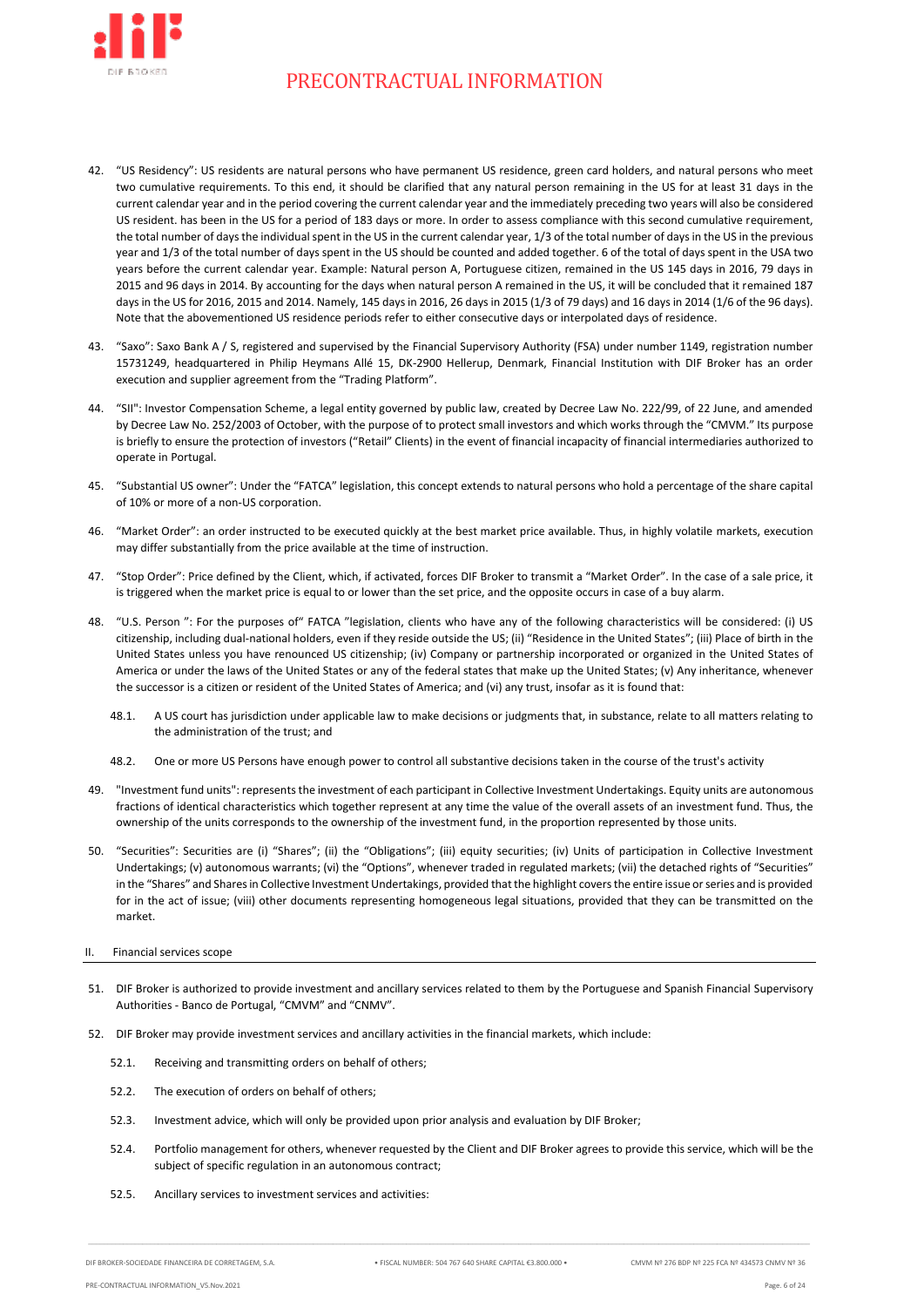42. "US Residency": US residents are natural persons who have permanent US residence, green card holders, and natural persons who meet two cumulative requirements. To this end, it should be clarified that any natural person remaining in the US for at least 31 days in the current calendar year and in the period covering the current calendar year and the immediately preceding two years will also be considered US resident. has been in the US for a period of 183 days or more. In order to assess compliance with this second cumulative requirement, the total number of days the individual spent in the US in the current calendar year, 1/3 of the total number of days in the US in the previous year and 1/3 of the total number of days spent in the US should be counted and added together. 6 of the total of days spent in the USA two years before the current calendar year. Example: Natural person A, Portuguese citizen, remained in the US 145 days in 2016, 79 days in 2015 and 96 days in 2014. By accounting for the days when natural person A remained in the US, it will be concluded that it remained 187 days in the US for 2016, 2015 and 2014. Namely, 145 days in 2016, 26 days in 2015 (1/3 of 79 days) and 16 days in 2014 (1/6 of the 96 days). Note that the abovementioned US residence periods refer to either consecutive days or interpolated days of residence.

43. "Saxo": Saxo Bank A / S, registered and supervised by the Financial Supervisory Authority (FSA) under number 1149, registration number 15731249, headquartered in Philip Heymans Allé 15, DK-2900 Hellerup, Denmark, Financial Institution with DIF Broker has an order execution and supplier agreement from the "Trading Platform".

44. "SII": Investor Compensation Scheme, a legal entity governed by public law, created by Decree Law No. 222/99, of 22 June, and amended by Decree Law No. 252/2003 of October, with the purpose of to protect small investors and which works through the "CMVM." Its purpose is briefly to ensure the protection of investors ("Retail" Clients) in the event of financial incapacity of financial intermediaries authorized to operate in Portugal.

45. "Substantial US owner": Under the "FATCA" legislation, this concept extends to natural persons who hold a percentage of the share capital of 10% or more of a non-US corporation.

46. "Market Order": an order instructed to be executed quickly at the best market price available. Thus, in highly volatile markets, execution may differ substantially from the price available at the time of instruction.

47. "Stop Order": Price defined by the Client, which, if activated, forces DIF Broker to transmit a "Market Order". In the case of a sale price, it is triggered when the market price is equal to or lower than the set price, and the opposite occurs in case of a buy alarm.

48. "U.S. Person ": For the purposes of" FATCA "legislation, clients who have any of the following characteristics will be considered: (i) US citizenship, including dual-national holders, even if they reside outside the US; (ii) "Residence in the United States"; (iii) Place of birth in the United States unless you have renounced US citizenship; (iv) Company or partnership incorporated or organized in the United States of America or under the laws of the United States or any of the federal states that make up the United States; (v) Any inheritance, whenever the successor is a citizen or resident of the United States of America; and (vi) any trust, insofar as it is found that:

    48.1. A US court has jurisdiction under applicable law to make decisions or judgments that, in substance, relate to all matters relating to the administration of the trust; and

    48.2. One or more US Persons have enough power to control all substantive decisions taken in the course of the trust's activity

49. "Investment fund units": represents the investment of each participant in Collective Investment Undertakings. Equity units are autonomous fractions of identical characteristics which together represent at any time the value of the overall assets of an investment fund. Thus, the ownership of the units corresponds to the ownership of the investment fund, in the proportion represented by those units.

50. "Securities": Securities are (i) "Shares"; (ii) the "Obligations"; (iii) equity securities; (iv) Units of participation in Collective Investment Undertakings; (v) autonomous warrants; (vi) the "Options", whenever traded in regulated markets; (vii) the detached rights of "Securities" in the "Shares" and Shares in Collective Investment Undertakings, provided that the highlight covers the entire issue or series and is provided for in the act of issue; (viii) other documents representing homogeneous legal situations, provided that they can be transmitted on the market.

## II. Financial services scope

51. DIF Broker is authorized to provide investment and ancillary services related to them by the Portuguese and Spanish Financial Supervisory Authorities - Banco de Portugal, "CMVM" and "CNMV".

52. DIF Broker may provide investment services and ancillary activities in the financial markets, which include:

    52.1. Receiving and transmitting orders on behalf of others;

    52.2. The execution of orders on behalf of others;

    52.3. Investment advice, which will only be provided upon prior analysis and evaluation by DIF Broker;

    52.4. Portfolio management for others, whenever requested by the Client and DIF Broker agrees to provide this service, which will be the subject of specific regulation in an autonomous contract;

    52.5. Ancillary services to investment services and activities: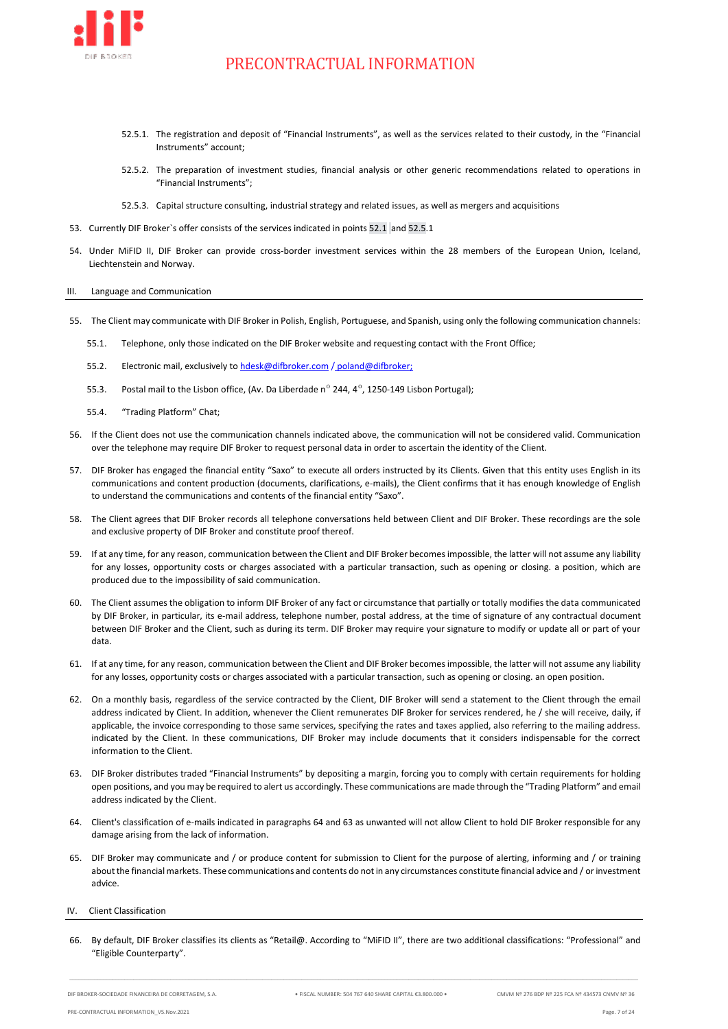52.5.1. The registration and deposit of "Financial Instruments", as well as the services related to their custody, in the "Financial Instruments" account;

52.5.2. The preparation of investment studies, financial analysis or other generic recommendations related to operations in "Financial Instruments";

52.5.3. Capital structure consulting, industrial strategy and related issues, as well as mergers and acquisitions

53. Currently DIF Broker`s offer consists of the services indicated in points 52.1 and 52.5.1

54. Under MiFID II, DIF Broker can provide cross-border investment services within the 28 members of the European Union, Iceland, Liechtenstein and Norway.

## III. Language and Communication

55. The Client may communicate with DIF Broker in Polish, English, Portuguese, and Spanish, using only the following communication channels:

 55.1. Telephone, only those indicated on the DIF Broker website and requesting contact with the Front Office;

 55.2. Electronic mail, exclusively to hdesk@difbroker.com / poland@difbroker;

 55.3. Postal mail to the Lisbon office, (Av. Da Liberdade nº 244, 4º, 1250-149 Lisbon Portugal);

 55.4. "Trading Platform" Chat;

56. If the Client does not use the communication channels indicated above, the communication will not be considered valid. Communication over the telephone may require DIF Broker to request personal data in order to ascertain the identity of the Client.

57. DIF Broker has engaged the financial entity "Saxo" to execute all orders instructed by its Clients. Given that this entity uses English in its communications and content production (documents, clarifications, e-mails), the Client confirms that it has enough knowledge of English to understand the communications and contents of the financial entity "Saxo".

58. The Client agrees that DIF Broker records all telephone conversations held between Client and DIF Broker. These recordings are the sole and exclusive property of DIF Broker and constitute proof thereof.

59. If at any time, for any reason, communication between the Client and DIF Broker becomes impossible, the latter will not assume any liability for any losses, opportunity costs or charges associated with a particular transaction, such as opening or closing. a position, which are produced due to the impossibility of said communication.

60. The Client assumes the obligation to inform DIF Broker of any fact or circumstance that partially or totally modifies the data communicated by DIF Broker, in particular, its e-mail address, telephone number, postal address, at the time of signature of any contractual document between DIF Broker and the Client, such as during its term. DIF Broker may require your signature to modify or update all or part of your data.

61. If at any time, for any reason, communication between the Client and DIF Broker becomes impossible, the latter will not assume any liability for any losses, opportunity costs or charges associated with a particular transaction, such as opening or closing. an open position.

62. On a monthly basis, regardless of the service contracted by the Client, DIF Broker will send a statement to the Client through the email address indicated by Client. In addition, whenever the Client remunerates DIF Broker for services rendered, he / she will receive, daily, if applicable, the invoice corresponding to those same services, specifying the rates and taxes applied, also referring to the mailing address. indicated by the Client. In these communications, DIF Broker may include documents that it considers indispensable for the correct information to the Client.

63. DIF Broker distributes traded "Financial Instruments" by depositing a margin, forcing you to comply with certain requirements for holding open positions, and you may be required to alert us accordingly. These communications are made through the "Trading Platform" and email address indicated by the Client.

64. Client's classification of e-mails indicated in paragraphs 64 and 63 as unwanted will not allow Client to hold DIF Broker responsible for any damage arising from the lack of information.

65. DIF Broker may communicate and / or produce content for submission to Client for the purpose of alerting, informing and / or training about the financial markets. These communications and contents do not in any circumstances constitute financial advice and / or investment advice.

## IV. Client Classification

66. By default, DIF Broker classifies its clients as "Retail@. According to "MiFID II", there are two additional classifications: "Professional" and "Eligible Counterparty".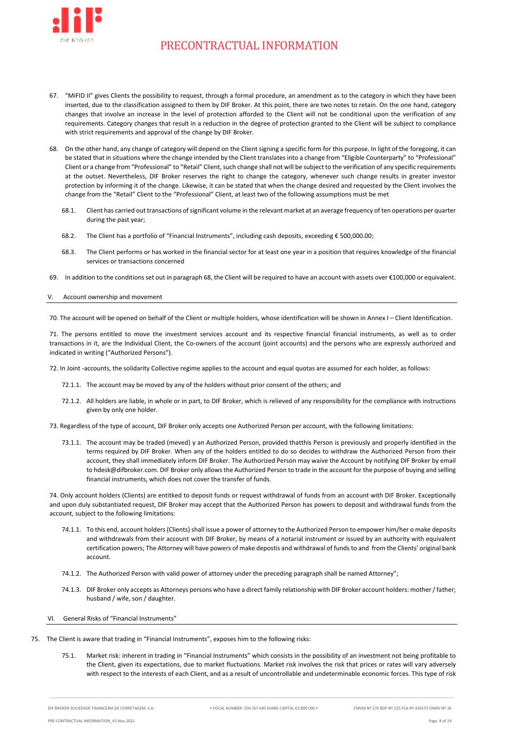67. "MiFID II" gives Clients the possibility to request, through a formal procedure, an amendment as to the category in which they have been inserted, due to the classification assigned to them by DIF Broker. At this point, there are two notes to retain. On the one hand, category changes that involve an increase in the level of protection afforded to the Client will not be conditional upon the verification of any requirements. Category changes that result in a reduction in the degree of protection granted to the Client will be subject to compliance with strict requirements and approval of the change by DIF Broker.

68. On the other hand, any change of category will depend on the Client signing a specific form for this purpose. In light of the foregoing, it can be stated that in situations where the change intended by the Client translates into a change from "Eligible Counterparty" to "Professional" Client or a change from "Professional" to "Retail" Client, such change shall not will be subject to the verification of any specific requirements at the outset. Nevertheless, DIF Broker reserves the right to change the category, whenever such change results in greater investor protection by informing it of the change. Likewise, it can be stated that when the change desired and requested by the Client involves the change from the "Retail" Client to the "Professional" Client, at least two of the following assumptions must be met

    68.1. Client has carried out transactions of significant volume in the relevant market at an average frequency of ten operations per quarter during the past year;

    68.2. The Client has a portfolio of "Financial Instruments", including cash deposits, exceeding € 500,000.00;

    68.3. The Client performs or has worked in the financial sector for at least one year in a position that requires knowledge of the financial services or transactions concerned

69. In addition to the conditions set out in paragraph 68, the Client will be required to have an account with assets over €100,000 or equivalent.

## V. Account ownership and movement

70. The account will be opened on behalf of the Client or multiple holders, whose identification will be shown in Annex I – Client Identification.

71. The persons entitled to move the investment services account and its respective financial financial instruments, as well as to order transactions in it, are the Individual Client, the Co-owners of the account (joint accounts) and the persons who are expressly authorized and indicated in writing ("Authorized Persons").

72. In Joint -accounts, the solidarity Collective regime applies to the account and equal quotas are assumed for each holder, as follows:

    72.1.1. The account may be moved by any of the holders without prior consent of the others; and

    72.1.2. All holders are liable, in whole or in part, to DIF Broker, which is relieved of any responsibility for the compliance with instructions given by only one holder.

73. Regardless of the type of account, DIF Broker only accepts one Authorized Person per account, with the following limitations:

    73.1.1. The account may be traded (meved) y an Authorized Person, provided thatthis Person is previously and properly identified in the terms required by DIF Broker. When any of the holders entitled to do so decides to withdraw the Authorized Person from their account, they shall immediately inform DIF Broker. The Authorized Person may waive the Account by notifying DIF Broker by email to hdesk@difbroker.com. DIF Broker only allows the Authorized Person to trade in the account for the purpose of buying and selling financial instruments, which does not cover the transfer of funds.

74. Only account holders (Clients) are entitked to deposit funds or request withdrawal of funds from an account with DIF Broker. Exceptionally and upon duly substantiated request, DIF Broker may accept that the Authorized Person has powers to deposit and withdrawal funds from the account, subject to the following limitations:

    74.1.1. To this end, account holders (Clients) shall issue a power of attorney to the Authorized Person to empower him/her o make deposits and withdrawals from their account with DIF Broker, by means of a notarial instrument or issued by an authority with equivalent certification powers; The Attorney will have powers of make depostis and withdrawal of funds to and from the Clients' original bank account.

    74.1.2. The Authorized Person with valid power of attorney under the preceding paragraph shall be named Attorney";

    74.1.3. DIF Broker only accepts as Attorneys persons who have a direct family relationship with DIF Broker account holders: mother / father; husband / wife, son / daughter.

## VI. General Risks of "Financial Instruments"

75. The Client is aware that trading in "Financial Instruments", exposes him to the following risks:

    75.1. Market risk: inherent in trading in "Financial Instruments" which consists in the possibility of an investment not being profitable to the Client, given its expectations, due to market fluctuations. Market risk involves the risk that prices or rates will vary adversely with respect to the interests of each Client, and as a result of uncontrollable and undeterminable economic forces. This type of risk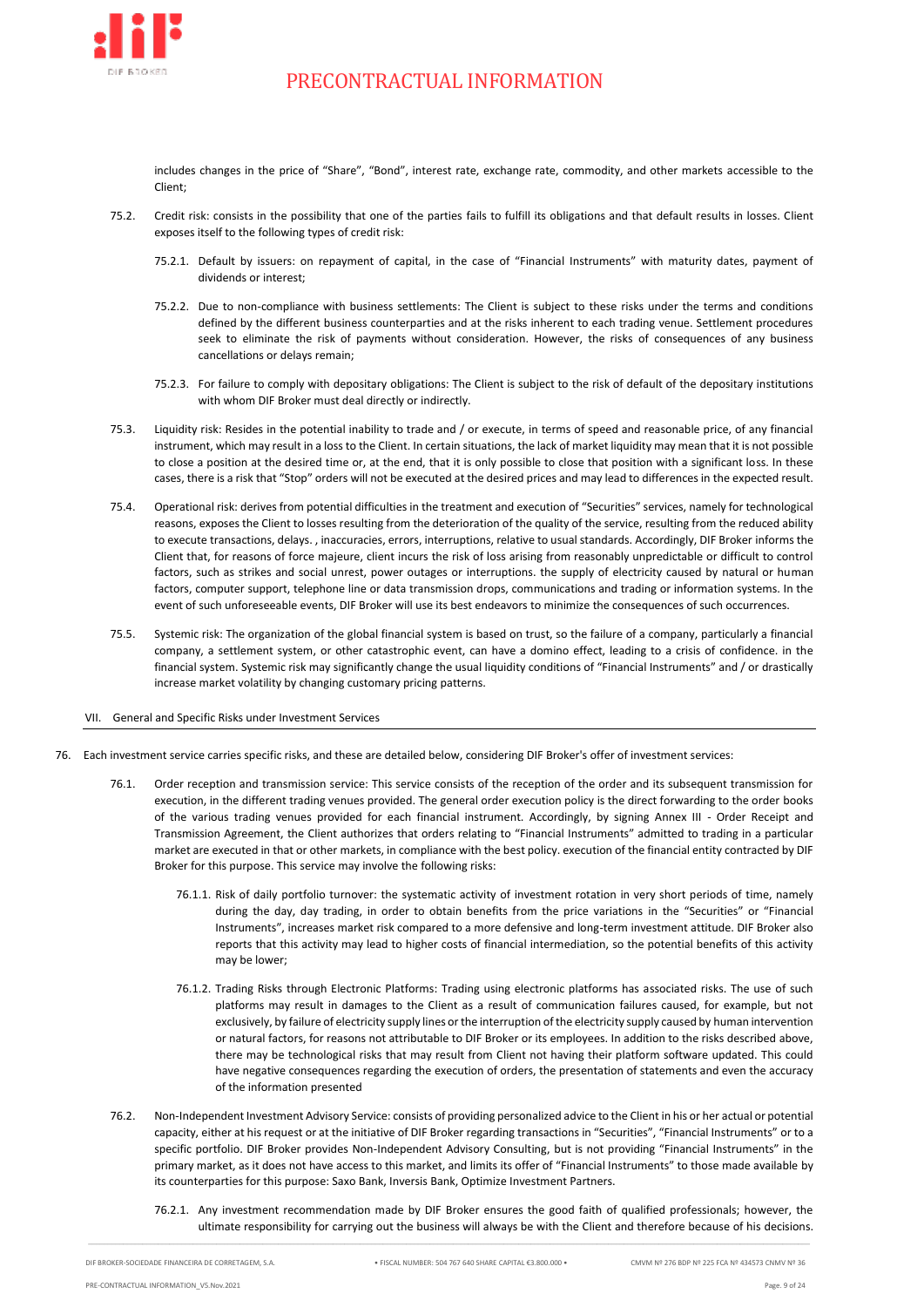includes changes in the price of "Share", "Bond", interest rate, exchange rate, commodity, and other markets accessible to the Client;

75.2. Credit risk: consists in the possibility that one of the parties fails to fulfill its obligations and that default results in losses. Client exposes itself to the following types of credit risk:

75.2.1. Default by issuers: on repayment of capital, in the case of "Financial Instruments" with maturity dates, payment of dividends or interest;

75.2.2. Due to non-compliance with business settlements: The Client is subject to these risks under the terms and conditions defined by the different business counterparties and at the risks inherent to each trading venue. Settlement procedures seek to eliminate the risk of payments without consideration. However, the risks of consequences of any business cancellations or delays remain;

75.2.3. For failure to comply with depositary obligations: The Client is subject to the risk of default of the depositary institutions with whom DIF Broker must deal directly or indirectly.

75.3. Liquidity risk: Resides in the potential inability to trade and / or execute, in terms of speed and reasonable price, of any financial instrument, which may result in a loss to the Client. In certain situations, the lack of market liquidity may mean that it is not possible to close a position at the desired time or, at the end, that it is only possible to close that position with a significant loss. In these cases, there is a risk that "Stop" orders will not be executed at the desired prices and may lead to differences in the expected result.

75.4. Operational risk: derives from potential difficulties in the treatment and execution of "Securities" services, namely for technological reasons, exposes the Client to losses resulting from the deterioration of the quality of the service, resulting from the reduced ability to execute transactions, delays. , inaccuracies, errors, interruptions, relative to usual standards. Accordingly, DIF Broker informs the Client that, for reasons of force majeure, client incurs the risk of loss arising from reasonably unpredictable or difficult to control factors, such as strikes and social unrest, power outages or interruptions. the supply of electricity caused by natural or human factors, computer support, telephone line or data transmission drops, communications and trading or information systems. In the event of such unforeseeable events, DIF Broker will use its best endeavors to minimize the consequences of such occurrences.

75.5. Systemic risk: The organization of the global financial system is based on trust, so the failure of a company, particularly a financial company, a settlement system, or other catastrophic event, can have a domino effect, leading to a crisis of confidence. in the financial system. Systemic risk may significantly change the usual liquidity conditions of "Financial Instruments" and / or drastically increase market volatility by changing customary pricing patterns.

## VII. General and Specific Risks under Investment Services

76. Each investment service carries specific risks, and these are detailed below, considering DIF Broker's offer of investment services:

76.1. Order reception and transmission service: This service consists of the reception of the order and its subsequent transmission for execution, in the different trading venues provided. The general order execution policy is the direct forwarding to the order books of the various trading venues provided for each financial instrument. Accordingly, by signing Annex III - Order Receipt and Transmission Agreement, the Client authorizes that orders relating to "Financial Instruments" admitted to trading in a particular market are executed in that or other markets, in compliance with the best policy. execution of the financial entity contracted by DIF Broker for this purpose. This service may involve the following risks:

76.1.1. Risk of daily portfolio turnover: the systematic activity of investment rotation in very short periods of time, namely during the day, day trading, in order to obtain benefits from the price variations in the "Securities" or "Financial Instruments", increases market risk compared to a more defensive and long-term investment attitude. DIF Broker also reports that this activity may lead to higher costs of financial intermediation, so the potential benefits of this activity may be lower;

76.1.2. Trading Risks through Electronic Platforms: Trading using electronic platforms has associated risks. The use of such platforms may result in damages to the Client as a result of communication failures caused, for example, but not exclusively, by failure of electricity supply lines or the interruption of the electricity supply caused by human intervention or natural factors, for reasons not attributable to DIF Broker or its employees. In addition to the risks described above, there may be technological risks that may result from Client not having their platform software updated. This could have negative consequences regarding the execution of orders, the presentation of statements and even the accuracy of the information presented

76.2. Non-Independent Investment Advisory Service: consists of providing personalized advice to the Client in his or her actual or potential capacity, either at his request or at the initiative of DIF Broker regarding transactions in "Securities", "Financial Instruments" or to a specific portfolio. DIF Broker provides Non-Independent Advisory Consulting, but is not providing "Financial Instruments" in the primary market, as it does not have access to this market, and limits its offer of "Financial Instruments" to those made available by its counterparties for this purpose: Saxo Bank, Inversis Bank, Optimize Investment Partners.

76.2.1. Any investment recommendation made by DIF Broker ensures the good faith of qualified professionals; however, the ultimate responsibility for carrying out the business will always be with the Client and therefore because of his decisions.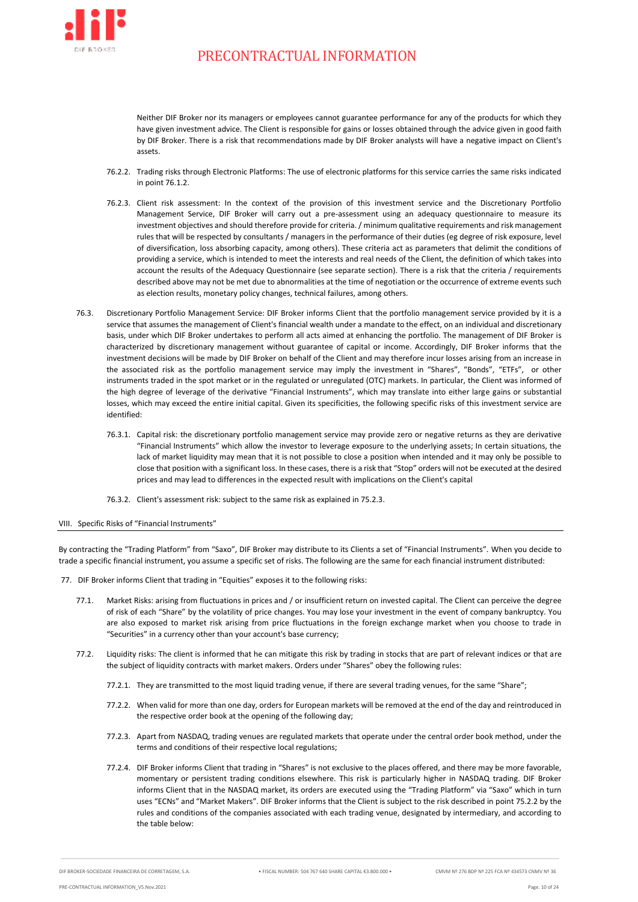Neither DIF Broker nor its managers or employees cannot guarantee performance for any of the products for which they have given investment advice. The Client is responsible for gains or losses obtained through the advice given in good faith by DIF Broker. There is a risk that recommendations made by DIF Broker analysts will have a negative impact on Client's assets.

76.2.2. Trading risks through Electronic Platforms: The use of electronic platforms for this service carries the same risks indicated in point 76.1.2.

76.2.3. Client risk assessment: In the context of the provision of this investment service and the Discretionary Portfolio Management Service, DIF Broker will carry out a pre-assessment using an adequacy questionnaire to measure its investment objectives and should therefore provide for criteria. / minimum qualitative requirements and risk management rules that will be respected by consultants / managers in the performance of their duties (eg degree of risk exposure, level of diversification, loss absorbing capacity, among others). These criteria act as parameters that delimit the conditions of providing a service, which is intended to meet the interests and real needs of the Client, the definition of which takes into account the results of the Adequacy Questionnaire (see separate section). There is a risk that the criteria / requirements described above may not be met due to abnormalities at the time of negotiation or the occurrence of extreme events such as election results, monetary policy changes, technical failures, among others.

76.3. Discretionary Portfolio Management Service: DIF Broker informs Client that the portfolio management service provided by it is a service that assumes the management of Client's financial wealth under a mandate to the effect, on an individual and discretionary basis, under which DIF Broker undertakes to perform all acts aimed at enhancing the portfolio. The management of DIF Broker is characterized by discretionary management without guarantee of capital or income. Accordingly, DIF Broker informs that the investment decisions will be made by DIF Broker on behalf of the Client and may therefore incur losses arising from an increase in the associated risk as the portfolio management service may imply the investment in "Shares", "Bonds", "ETFs", or other instruments traded in the spot market or in the regulated or unregulated (OTC) markets. In particular, the Client was informed of the high degree of leverage of the derivative "Financial Instruments", which may translate into either large gains or substantial losses, which may exceed the entire initial capital. Given its specificities, the following specific risks of this investment service are identified:

76.3.1. Capital risk: the discretionary portfolio management service may provide zero or negative returns as they are derivative "Financial Instruments" which allow the investor to leverage exposure to the underlying assets; In certain situations, the lack of market liquidity may mean that it is not possible to close a position when intended and it may only be possible to close that position with a significant loss. In these cases, there is a risk that "Stop" orders will not be executed at the desired prices and may lead to differences in the expected result with implications on the Client's capital

76.3.2. Client's assessment risk: subject to the same risk as explained in 75.2.3.

## VIII. Specific Risks of "Financial Instruments"

By contracting the "Trading Platform" from "Saxo", DIF Broker may distribute to its Clients a set of "Financial Instruments". When you decide to trade a specific financial instrument, you assume a specific set of risks. The following are the same for each financial instrument distributed:

77. DIF Broker informs Client that trading in "Equities" exposes it to the following risks:

77.1. Market Risks: arising from fluctuations in prices and / or insufficient return on invested capital. The Client can perceive the degree of risk of each "Share" by the volatility of price changes. You may lose your investment in the event of company bankruptcy. You are also exposed to market risk arising from price fluctuations in the foreign exchange market when you choose to trade in "Securities" in a currency other than your account's base currency;

77.2. Liquidity risks: The client is informed that he can mitigate this risk by trading in stocks that are part of relevant indices or that are the subject of liquidity contracts with market makers. Orders under "Shares" obey the following rules:

77.2.1. They are transmitted to the most liquid trading venue, if there are several trading venues, for the same "Share";

77.2.2. When valid for more than one day, orders for European markets will be removed at the end of the day and reintroduced in the respective order book at the opening of the following day;

77.2.3. Apart from NASDAQ, trading venues are regulated markets that operate under the central order book method, under the terms and conditions of their respective local regulations;

77.2.4. DIF Broker informs Client that trading in "Shares" is not exclusive to the places offered, and there may be more favorable, momentary or persistent trading conditions elsewhere. This risk is particularly higher in NASDAQ trading. DIF Broker informs Client that in the NASDAQ market, its orders are executed using the "Trading Platform" via "Saxo" which in turn uses "ECNs" and "Market Makers". DIF Broker informs that the Client is subject to the risk described in point 75.2.2 by the rules and conditions of the companies associated with each trading venue, designated by intermediary, and according to the table below: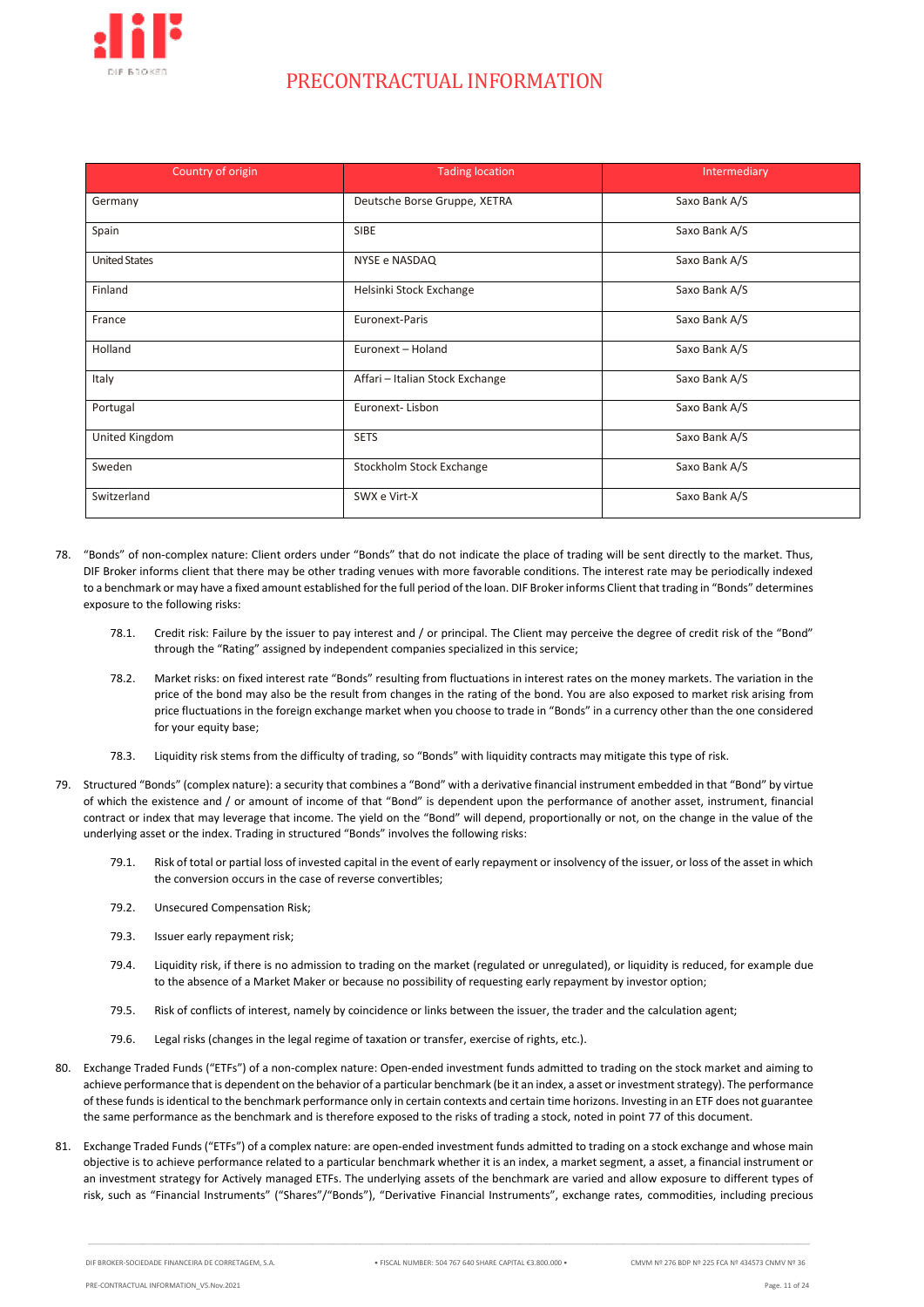# PRECONTRACTUAL INFORMATION

| Country of origin | Tading location | Intermediary |
| --- | --- | --- |
| Germany | Deutsche Borse Gruppe, XETRA | Saxo Bank A/S |
| Spain | SIBE | Saxo Bank A/S |
| United States | NYSE e NASDAQ | Saxo Bank A/S |
| Finland | Helsinki Stock Exchange | Saxo Bank A/S |
| France | Euronext-Paris | Saxo Bank A/S |
| Holland | Euronext – Holand | Saxo Bank A/S |
| Italy | Affari – Italian Stock Exchange | Saxo Bank A/S |
| Portugal | Euronext- Lisbon | Saxo Bank A/S |
| United Kingdom | SETS | Saxo Bank A/S |
| Sweden | Stockholm Stock Exchange | Saxo Bank A/S |
| Switzerland | SWX e Virt-X | Saxo Bank A/S |

78. "Bonds" of non-complex nature: Client orders under "Bonds" that do not indicate the place of trading will be sent directly to the market. Thus, DIF Broker informs client that there may be other trading venues with more favorable conditions. The interest rate may be periodically indexed to a benchmark or may have a fixed amount established for the full period of the loan. DIF Broker informs Client that trading in "Bonds" determines exposure to the following risks:

    78.1. Credit risk: Failure by the issuer to pay interest and / or principal. The Client may perceive the degree of credit risk of the "Bond" through the "Rating" assigned by independent companies specialized in this service;

    78.2. Market risks: on fixed interest rate "Bonds" resulting from fluctuations in interest rates on the money markets. The variation in the price of the bond may also be the result from changes in the rating of the bond. You are also exposed to market risk arising from price fluctuations in the foreign exchange market when you choose to trade in "Bonds" in a currency other than the one considered for your equity base;

    78.3. Liquidity risk stems from the difficulty of trading, so "Bonds" with liquidity contracts may mitigate this type of risk.

79. Structured "Bonds" (complex nature): a security that combines a "Bond" with a derivative financial instrument embedded in that "Bond" by virtue of which the existence and / or amount of income of that "Bond" is dependent upon the performance of another asset, instrument, financial contract or index that may leverage that income. The yield on the "Bond" will depend, proportionally or not, on the change in the value of the underlying asset or the index. Trading in structured "Bonds" involves the following risks:

    79.1. Risk of total or partial loss of invested capital in the event of early repayment or insolvency of the issuer, or loss of the asset in which the conversion occurs in the case of reverse convertibles;

    79.2. Unsecured Compensation Risk;

    79.3. Issuer early repayment risk;

    79.4. Liquidity risk, if there is no admission to trading on the market (regulated or unregulated), or liquidity is reduced, for example due to the absence of a Market Maker or because no possibility of requesting early repayment by investor option;

    79.5. Risk of conflicts of interest, namely by coincidence or links between the issuer, the trader and the calculation agent;

    79.6. Legal risks (changes in the legal regime of taxation or transfer, exercise of rights, etc.).

80. Exchange Traded Funds ("ETFs") of a non-complex nature: Open-ended investment funds admitted to trading on the stock market and aiming to achieve performance that is dependent on the behavior of a particular benchmark (be it an index, a asset or investment strategy). The performance of these funds is identical to the benchmark performance only in certain contexts and certain time horizons. Investing in an ETF does not guarantee the same performance as the benchmark and is therefore exposed to the risks of trading a stock, noted in point 77 of this document.

81. Exchange Traded Funds ("ETFs") of a complex nature: are open-ended investment funds admitted to trading on a stock exchange and whose main objective is to achieve performance related to a particular benchmark whether it is an index, a market segment, a asset, a financial instrument or an investment strategy for Actively managed ETFs. The underlying assets of the benchmark are varied and allow exposure to different types of risk, such as "Financial Instruments" ("Shares"/"Bonds"), "Derivative Financial Instruments", exchange rates, commodities, including precious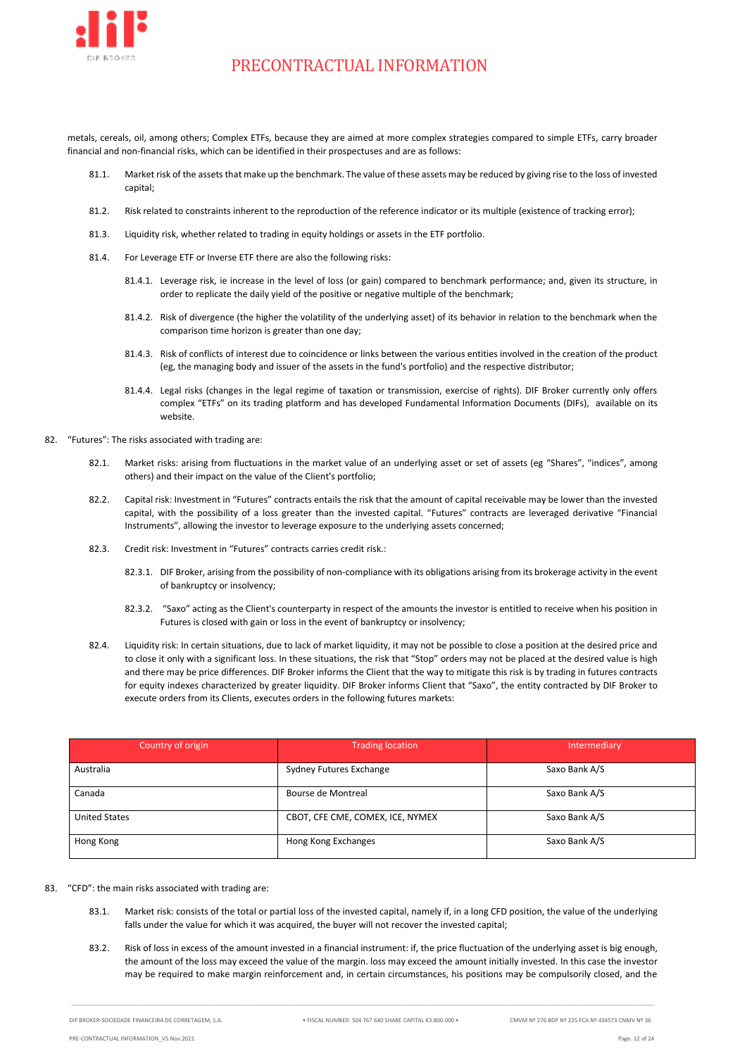metals, cereals, oil, among others; Complex ETFs, because they are aimed at more complex strategies compared to simple ETFs, carry broader financial and non-financial risks, which can be identified in their prospectuses and are as follows:

81.1. Market risk of the assets that make up the benchmark. The value of these assets may be reduced by giving rise to the loss of invested capital;

81.2. Risk related to constraints inherent to the reproduction of the reference indicator or its multiple (existence of tracking error);

81.3. Liquidity risk, whether related to trading in equity holdings or assets in the ETF portfolio.

81.4. For Leverage ETF or Inverse ETF there are also the following risks:

81.4.1. Leverage risk, ie increase in the level of loss (or gain) compared to benchmark performance; and, given its structure, in order to replicate the daily yield of the positive or negative multiple of the benchmark;

81.4.2. Risk of divergence (the higher the volatility of the underlying asset) of its behavior in relation to the benchmark when the comparison time horizon is greater than one day;

81.4.3. Risk of conflicts of interest due to coincidence or links between the various entities involved in the creation of the product (eg, the managing body and issuer of the assets in the fund's portfolio) and the respective distributor;

81.4.4. Legal risks (changes in the legal regime of taxation or transmission, exercise of rights). DIF Broker currently only offers complex "ETFs" on its trading platform and has developed Fundamental Information Documents (DIFs), available on its website.

82. "Futures": The risks associated with trading are:

82.1. Market risks: arising from fluctuations in the market value of an underlying asset or set of assets (eg "Shares", "indices", among others) and their impact on the value of the Client's portfolio;

82.2. Capital risk: Investment in "Futures" contracts entails the risk that the amount of capital receivable may be lower than the invested capital, with the possibility of a loss greater than the invested capital. "Futures" contracts are leveraged derivative "Financial Instruments", allowing the investor to leverage exposure to the underlying assets concerned;

82.3. Credit risk: Investment in "Futures" contracts carries credit risk.:

82.3.1. DIF Broker, arising from the possibility of non-compliance with its obligations arising from its brokerage activity in the event of bankruptcy or insolvency;

82.3.2. "Saxo" acting as the Client's counterparty in respect of the amounts the investor is entitled to receive when his position in Futures is closed with gain or loss in the event of bankruptcy or insolvency;

82.4. Liquidity risk: In certain situations, due to lack of market liquidity, it may not be possible to close a position at the desired price and to close it only with a significant loss. In these situations, the risk that "Stop" orders may not be placed at the desired value is high and there may be price differences. DIF Broker informs the Client that the way to mitigate this risk is by trading in futures contracts for equity indexes characterized by greater liquidity. DIF Broker informs Client that "Saxo", the entity contracted by DIF Broker to execute orders from its Clients, executes orders in the following futures markets:

| Country of origin | Trading location | Intermediary |
|---|---|---|
| Australia | Sydney Futures Exchange | Saxo Bank A/S |
| Canada | Bourse de Montreal | Saxo Bank A/S |
| United States | CBOT, CFE CME, COMEX, ICE, NYMEX | Saxo Bank A/S |
| Hong Kong | Hong Kong Exchanges | Saxo Bank A/S |

83. "CFD": the main risks associated with trading are:

83.1. Market risk: consists of the total or partial loss of the invested capital, namely if, in a long CFD position, the value of the underlying falls under the value for which it was acquired, the buyer will not recover the invested capital;

83.2. Risk of loss in excess of the amount invested in a financial instrument: if, the price fluctuation of the underlying asset is big enough, the amount of the loss may exceed the value of the margin. loss may exceed the amount initially invested. In this case the investor may be required to make margin reinforcement and, in certain circumstances, his positions may be compulsorily closed, and the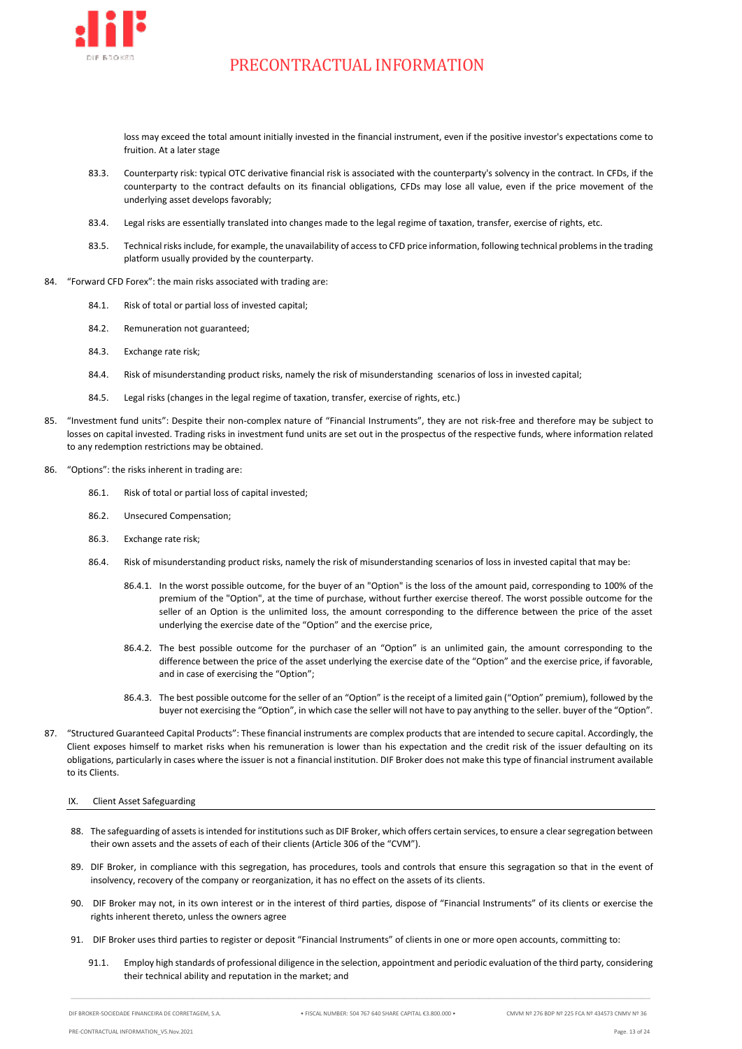loss may exceed the total amount initially invested in the financial instrument, even if the positive investor's expectations come to fruition. At a later stage

83.3. Counterparty risk: typical OTC derivative financial risk is associated with the counterparty's solvency in the contract. In CFDs, if the counterparty to the contract defaults on its financial obligations, CFDs may lose all value, even if the price movement of the underlying asset develops favorably;

83.4. Legal risks are essentially translated into changes made to the legal regime of taxation, transfer, exercise of rights, etc.

83.5. Technical risks include, for example, the unavailability of access to CFD price information, following technical problems in the trading platform usually provided by the counterparty.

84. "Forward CFD Forex": the main risks associated with trading are:

84.1. Risk of total or partial loss of invested capital;

84.2. Remuneration not guaranteed;

84.3. Exchange rate risk;

84.4. Risk of misunderstanding product risks, namely the risk of misunderstanding scenarios of loss in invested capital;

84.5. Legal risks (changes in the legal regime of taxation, transfer, exercise of rights, etc.)

85. "Investment fund units": Despite their non-complex nature of "Financial Instruments", they are not risk-free and therefore may be subject to losses on capital invested. Trading risks in investment fund units are set out in the prospectus of the respective funds, where information related to any redemption restrictions may be obtained.

86. "Options": the risks inherent in trading are:

86.1. Risk of total or partial loss of capital invested;

86.2. Unsecured Compensation;

86.3. Exchange rate risk;

86.4. Risk of misunderstanding product risks, namely the risk of misunderstanding scenarios of loss in invested capital that may be:

86.4.1. In the worst possible outcome, for the buyer of an "Option" is the loss of the amount paid, corresponding to 100% of the premium of the "Option", at the time of purchase, without further exercise thereof. The worst possible outcome for the seller of an Option is the unlimited loss, the amount corresponding to the difference between the price of the asset underlying the exercise date of the "Option" and the exercise price,

86.4.2. The best possible outcome for the purchaser of an "Option" is an unlimited gain, the amount corresponding to the difference between the price of the asset underlying the exercise date of the "Option" and the exercise price, if favorable, and in case of exercising the "Option";

86.4.3. The best possible outcome for the seller of an "Option" is the receipt of a limited gain ("Option" premium), followed by the buyer not exercising the "Option", in which case the seller will not have to pay anything to the seller. buyer of the "Option".

87. "Structured Guaranteed Capital Products": These financial instruments are complex products that are intended to secure capital. Accordingly, the Client exposes himself to market risks when his remuneration is lower than his expectation and the credit risk of the issuer defaulting on its obligations, particularly in cases where the issuer is not a financial institution. DIF Broker does not make this type of financial instrument available to its Clients.

## IX. Client Asset Safeguarding

88. The safeguarding of assets is intended for institutions such as DIF Broker, which offers certain services, to ensure a clear segregation between their own assets and the assets of each of their clients (Article 306 of the "CVM").

89. DIF Broker, in compliance with this segregation, has procedures, tools and controls that ensure this segragation so that in the event of insolvency, recovery of the company or reorganization, it has no effect on the assets of its clients.

90. DIF Broker may not, in its own interest or in the interest of third parties, dispose of "Financial Instruments" of its clients or exercise the rights inherent thereto, unless the owners agree

91. DIF Broker uses third parties to register or deposit "Financial Instruments" of clients in one or more open accounts, committing to:

91.1. Employ high standards of professional diligence in the selection, appointment and periodic evaluation of the third party, considering their technical ability and reputation in the market; and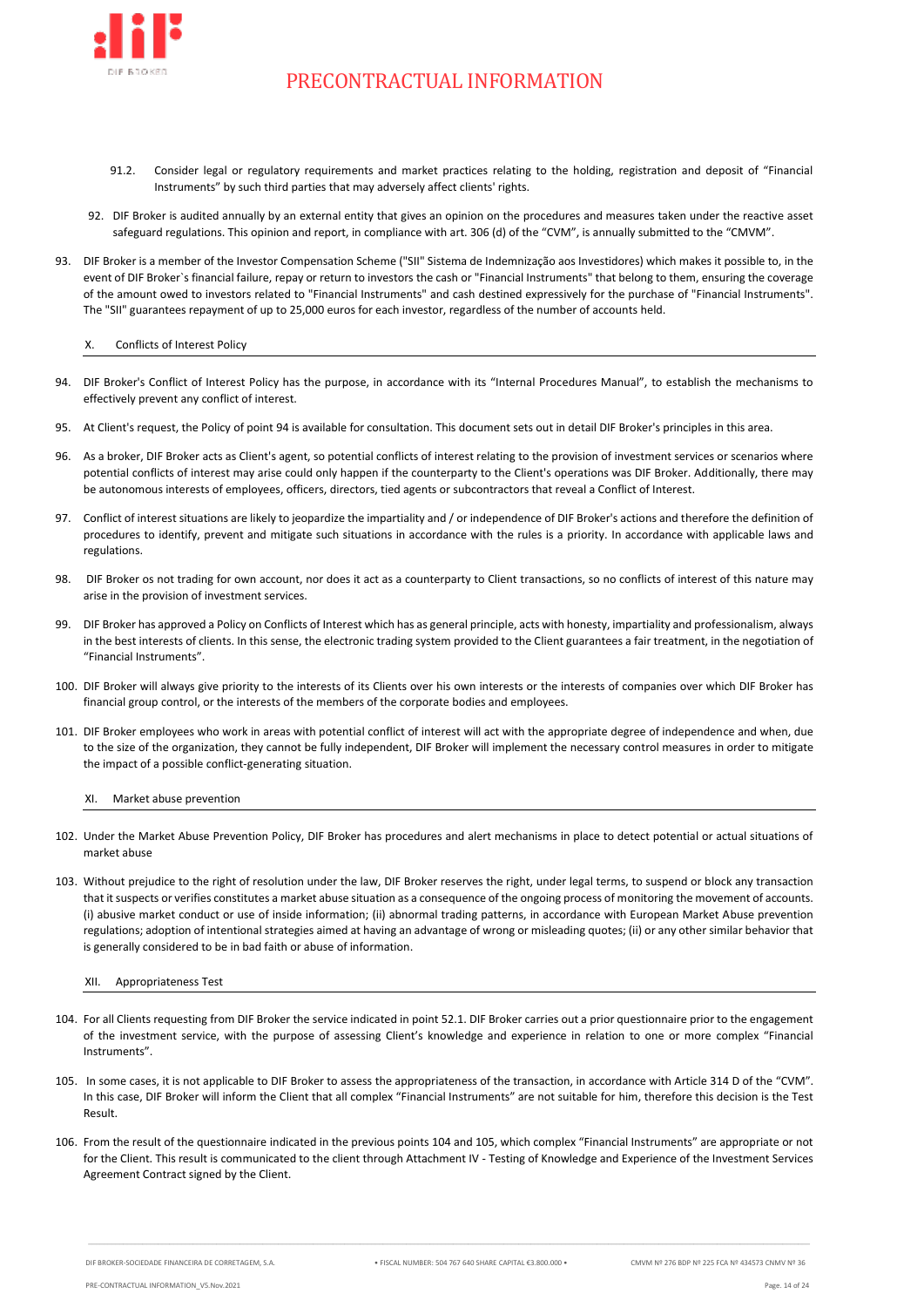91.2. Consider legal or regulatory requirements and market practices relating to the holding, registration and deposit of "Financial Instruments" by such third parties that may adversely affect clients' rights.

92. DIF Broker is audited annually by an external entity that gives an opinion on the procedures and measures taken under the reactive asset safeguard regulations. This opinion and report, in compliance with art. 306 (d) of the "CVM", is annually submitted to the "CMVM".

93. DIF Broker is a member of the Investor Compensation Scheme ("SII" Sistema de Indemnização aos Investidores) which makes it possible to, in the event of DIF Broker`s financial failure, repay or return to investors the cash or "Financial Instruments" that belong to them, ensuring the coverage of the amount owed to investors related to "Financial Instruments" and cash destined expressively for the purchase of "Financial Instruments". The "SII" guarantees repayment of up to 25,000 euros for each investor, regardless of the number of accounts held.

## X. Conflicts of Interest Policy

94. DIF Broker's Conflict of Interest Policy has the purpose, in accordance with its "Internal Procedures Manual", to establish the mechanisms to effectively prevent any conflict of interest.

95. At Client's request, the Policy of point 94 is available for consultation. This document sets out in detail DIF Broker's principles in this area.

96. As a broker, DIF Broker acts as Client's agent, so potential conflicts of interest relating to the provision of investment services or scenarios where potential conflicts of interest may arise could only happen if the counterparty to the Client's operations was DIF Broker. Additionally, there may be autonomous interests of employees, officers, directors, tied agents or subcontractors that reveal a Conflict of Interest.

97. Conflict of interest situations are likely to jeopardize the impartiality and / or independence of DIF Broker's actions and therefore the definition of procedures to identify, prevent and mitigate such situations in accordance with the rules is a priority. In accordance with applicable laws and regulations.

98. DIF Broker os not trading for own account, nor does it act as a counterparty to Client transactions, so no conflicts of interest of this nature may arise in the provision of investment services.

99. DIF Broker has approved a Policy on Conflicts of Interest which has as general principle, acts with honesty, impartiality and professionalism, always in the best interests of clients. In this sense, the electronic trading system provided to the Client guarantees a fair treatment, in the negotiation of "Financial Instruments".

100. DIF Broker will always give priority to the interests of its Clients over his own interests or the interests of companies over which DIF Broker has financial group control, or the interests of the members of the corporate bodies and employees.

101. DIF Broker employees who work in areas with potential conflict of interest will act with the appropriate degree of independence and when, due to the size of the organization, they cannot be fully independent, DIF Broker will implement the necessary control measures in order to mitigate the impact of a possible conflict-generating situation.

## XI. Market abuse prevention

102. Under the Market Abuse Prevention Policy, DIF Broker has procedures and alert mechanisms in place to detect potential or actual situations of market abuse

103. Without prejudice to the right of resolution under the law, DIF Broker reserves the right, under legal terms, to suspend or block any transaction that it suspects or verifies constitutes a market abuse situation as a consequence of the ongoing process of monitoring the movement of accounts. (i) abusive market conduct or use of inside information; (ii) abnormal trading patterns, in accordance with European Market Abuse prevention regulations; adoption of intentional strategies aimed at having an advantage of wrong or misleading quotes; (ii) or any other similar behavior that is generally considered to be in bad faith or abuse of information.

## XII. Appropriateness Test

104. For all Clients requesting from DIF Broker the service indicated in point 52.1. DIF Broker carries out a prior questionnaire prior to the engagement of the investment service, with the purpose of assessing Client's knowledge and experience in relation to one or more complex "Financial Instruments".

105. In some cases, it is not applicable to DIF Broker to assess the appropriateness of the transaction, in accordance with Article 314 D of the "CVM". In this case, DIF Broker will inform the Client that all complex "Financial Instruments" are not suitable for him, therefore this decision is the Test Result.

106. From the result of the questionnaire indicated in the previous points 104 and 105, which complex "Financial Instruments" are appropriate or not for the Client. This result is communicated to the client through Attachment IV - Testing of Knowledge and Experience of the Investment Services Agreement Contract signed by the Client.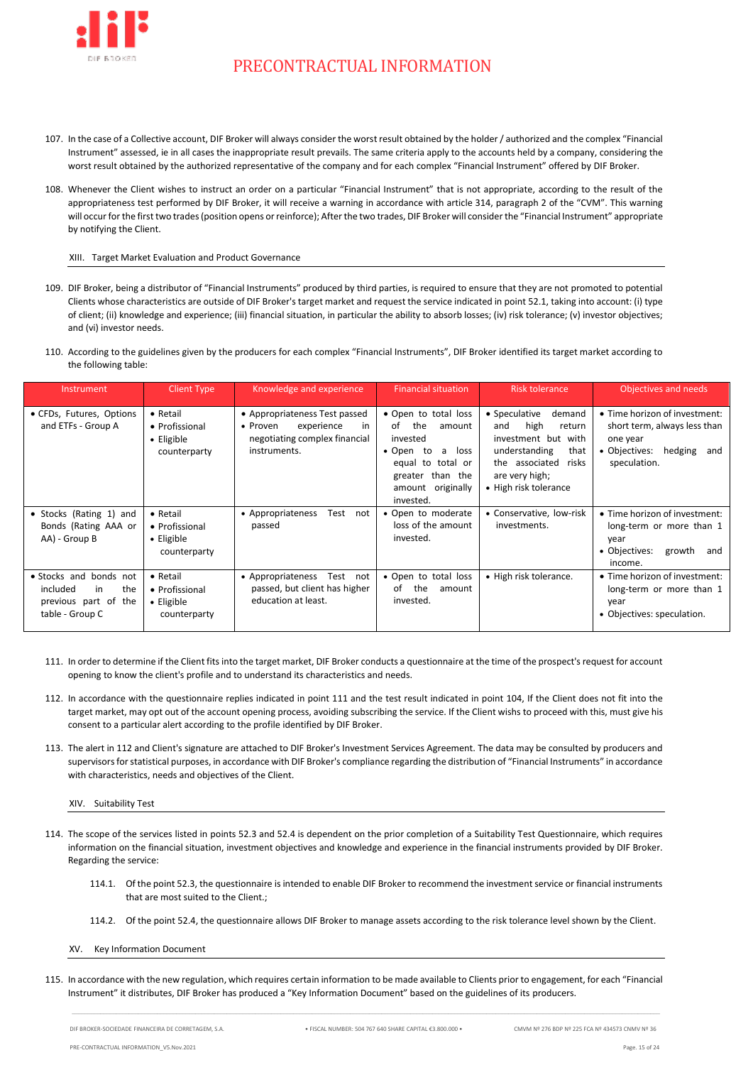107. In the case of a Collective account, DIF Broker will always consider the worst result obtained by the holder / authorized and the complex "Financial Instrument" assessed, ie in all cases the inappropriate result prevails. The same criteria apply to the accounts held by a company, considering the worst result obtained by the authorized representative of the company and for each complex "Financial Instrument" offered by DIF Broker.

108. Whenever the Client wishes to instruct an order on a particular "Financial Instrument" that is not appropriate, according to the result of the appropriateness test performed by DIF Broker, it will receive a warning in accordance with article 314, paragraph 2 of the "CVM". This warning will occur for the first two trades (position opens or reinforce); After the two trades, DIF Broker will consider the "Financial Instrument" appropriate by notifying the Client.

## XIII. Target Market Evaluation and Product Governance

109. DIF Broker, being a distributor of "Financial Instruments" produced by third parties, is required to ensure that they are not promoted to potential Clients whose characteristics are outside of DIF Broker's target market and request the service indicated in point 52.1, taking into account: (i) type of client; (ii) knowledge and experience; (iii) financial situation, in particular the ability to absorb losses; (iv) risk tolerance; (v) investor objectives; and (vi) investor needs.

110. According to the guidelines given by the producers for each complex "Financial Instruments", DIF Broker identified its target market according to the following table:

| Instrument | Client Type | Knowledge and experience | Financial situation | Risk tolerance | Objectives and needs |
|---|---|---|---|---|---|
| • CFDs, Futures, Options and ETFs - Group A | • Retail<br>• Profissional<br>• Eligible counterparty | • Appropriateness Test passed<br>• Proven experience in negotiating complex financial instruments. | • Open to total loss of the amount invested<br>• Open to a loss equal to total or greater than the amount originally invested. | • Speculative demand and high return investment but with understanding that the associated risks are very high;<br>• High risk tolerance | • Time horizon of investment: short term, always less than one year<br>• Objectives: hedging and speculation. |
| • Stocks (Rating 1) and Bonds (Rating AAA or AA) - Group B | • Retail<br>• Profissional<br>• Eligible counterparty | • Appropriateness Test not passed | • Open to moderate loss of the amount invested. | • Conservative, low-risk investments. | • Time horizon of investment: long-term or more than 1 year<br>• Objectives: growth and income. |
| • Stocks and bonds not included in the previous part of the table - Group C | • Retail<br>• Profissional<br>• Eligible counterparty | • Appropriateness Test not passed, but client has higher education at least. | • Open to total loss of the amount invested. | • High risk tolerance. | • Time horizon of investment: long-term or more than 1 year<br>• Objectives: speculation. |

111. In order to determine if the Client fits into the target market, DIF Broker conducts a questionnaire at the time of the prospect's request for account opening to know the client's profile and to understand its characteristics and needs.

112. In accordance with the questionnaire replies indicated in point 111 and the test result indicated in point 104, If the Client does not fit into the target market, may opt out of the account opening process, avoiding subscribing the service. If the Client wishes to proceed with this, must give his consent to a particular alert according to the profile identified by DIF Broker.

113. The alert in 112 and Client's signature are attached to DIF Broker's Investment Services Agreement. The data may be consulted by producers and supervisors for statistical purposes, in accordance with DIF Broker's compliance regarding the distribution of "Financial Instruments" in accordance with characteristics, needs and objectives of the Client.

## XIV. Suitability Test

114. The scope of the services listed in points 52.3 and 52.4 is dependent on the prior completion of a Suitability Test Questionnaire, which requires information on the financial situation, investment objectives and knowledge and experience in the financial instruments provided by DIF Broker. Regarding the service:

    114.1. Of the point 52.3, the questionnaire is intended to enable DIF Broker to recommend the investment service or financial instruments that are most suited to the Client.;

    114.2. Of the point 52.4, the questionnaire allows DIF Broker to manage assets according to the risk tolerance level shown by the Client.

## XV. Key Information Document

115. In accordance with the new regulation, which requires certain information to be made available to Clients prior to engagement, for each "Financial Instrument" it distributes, DIF Broker has produced a "Key Information Document" based on the guidelines of its producers.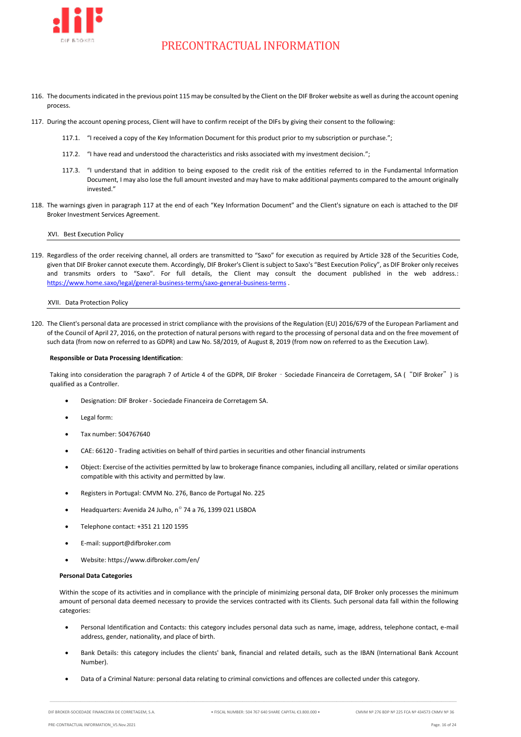116. The documents indicated in the previous point 115 may be consulted by the Client on the DIF Broker website as well as during the account opening process.

117. During the account opening process, Client will have to confirm receipt of the DIFs by giving their consent to the following:

    117.1. "I received a copy of the Key Information Document for this product prior to my subscription or purchase.";

    117.2. "I have read and understood the characteristics and risks associated with my investment decision.";

    117.3. "I understand that in addition to being exposed to the credit risk of the entities referred to in the Fundamental Information Document, I may also lose the full amount invested and may have to make additional payments compared to the amount originally invested."

118. The warnings given in paragraph 117 at the end of each "Key Information Document" and the Client's signature on each is attached to the DIF Broker Investment Services Agreement.

## XVI. Best Execution Policy

119. Regardless of the order receiving channel, all orders are transmitted to "Saxo" for execution as required by Article 328 of the Securities Code, given that DIF Broker cannot execute them. Accordingly, DIF Broker's Client is subject to Saxo's "Best Execution Policy", as DIF Broker only receives and transmits orders to "Saxo". For full details, the Client may consult the document published in the web address.: https://www.home.saxo/legal/general-business-terms/saxo-general-business-terms .

## XVII. Data Protection Policy

120. The Client's personal data are processed in strict compliance with the provisions of the Regulation (EU) 2016/679 of the European Parliament and of the Council of April 27, 2016, on the protection of natural persons with regard to the processing of personal data and on the free movement of such data (from now on referred to as GDPR) and Law No. 58/2019, of August 8, 2019 (from now on referred to as the Execution Law).

**Responsible or Data Processing Identification**:

Taking into consideration the paragraph 7 of Article 4 of the GDPR, DIF Broker - Sociedade Financeira de Corretagem, SA ("DIF Broker") is qualified as a Controller.

- Designation: DIF Broker - Sociedade Financeira de Corretagem SA.
- Legal form:
- Tax number: 504767640
- CAE: 66120 - Trading activities on behalf of third parties in securities and other financial instruments
- Object: Exercise of the activities permitted by law to brokerage finance companies, including all ancillary, related or similar operations compatible with this activity and permitted by law.
- Registers in Portugal: CMVM No. 276, Banco de Portugal No. 225
- Headquarters: Avenida 24 Julho, nº 74 a 76, 1399 021 LISBOA
- Telephone contact: +351 21 120 1595
- E-mail: support@difbroker.com
- Website: https://www.difbroker.com/en/

**Personal Data Categories**

Within the scope of its activities and in compliance with the principle of minimizing personal data, DIF Broker only processes the minimum amount of personal data deemed necessary to provide the services contracted with its Clients. Such personal data fall within the following categories:

- Personal Identification and Contacts: this category includes personal data such as name, image, address, telephone contact, e-mail address, gender, nationality, and place of birth.
- Bank Details: this category includes the clients' bank, financial and related details, such as the IBAN (International Bank Account Number).
- Data of a Criminal Nature: personal data relating to criminal convictions and offences are collected under this category.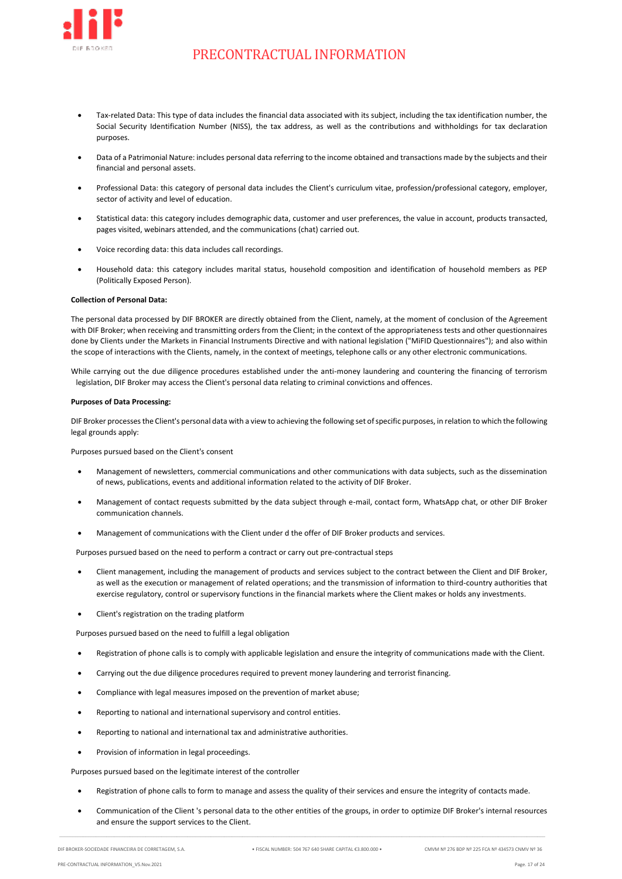- Tax-related Data: This type of data includes the financial data associated with its subject, including the tax identification number, the Social Security Identification Number (NISS), the tax address, as well as the contributions and withholdings for tax declaration purposes.

- Data of a Patrimonial Nature: includes personal data referring to the income obtained and transactions made by the subjects and their financial and personal assets.

- Professional Data: this category of personal data includes the Client's curriculum vitae, profession/professional category, employer, sector of activity and level of education.

- Statistical data: this category includes demographic data, customer and user preferences, the value in account, products transacted, pages visited, webinars attended, and the communications (chat) carried out.

- Voice recording data: this data includes call recordings.

- Household data: this category includes marital status, household composition and identification of household members as PEP (Politically Exposed Person).

**Collection of Personal Data:**

The personal data processed by DIF BROKER are directly obtained from the Client, namely, at the moment of conclusion of the Agreement with DIF Broker; when receiving and transmitting orders from the Client; in the context of the appropriateness tests and other questionnaires done by Clients under the Markets in Financial Instruments Directive and with national legislation ("MiFID Questionnaires"); and also within the scope of interactions with the Clients, namely, in the context of meetings, telephone calls or any other electronic communications.

While carrying out the due diligence procedures established under the anti-money laundering and countering the financing of terrorism legislation, DIF Broker may access the Client's personal data relating to criminal convictions and offences.

**Purposes of Data Processing:**

DIF Broker processes the Client's personal data with a view to achieving the following set of specific purposes, in relation to which the following legal grounds apply:

Purposes pursued based on the Client's consent

- Management of newsletters, commercial communications and other communications with data subjects, such as the dissemination of news, publications, events and additional information related to the activity of DIF Broker.

- Management of contact requests submitted by the data subject through e-mail, contact form, WhatsApp chat, or other DIF Broker communication channels.

- Management of communications with the Client under d the offer of DIF Broker products and services.

Purposes pursued based on the need to perform a contract or carry out pre-contractual steps

- Client management, including the management of products and services subject to the contract between the Client and DIF Broker, as well as the execution or management of related operations; and the transmission of information to third-country authorities that exercise regulatory, control or supervisory functions in the financial markets where the Client makes or holds any investments.

- Client's registration on the trading platform

Purposes pursued based on the need to fulfill a legal obligation

- Registration of phone calls is to comply with applicable legislation and ensure the integrity of communications made with the Client.

- Carrying out the due diligence procedures required to prevent money laundering and terrorist financing.

- Compliance with legal measures imposed on the prevention of market abuse;

- Reporting to national and international supervisory and control entities.

- Reporting to national and international tax and administrative authorities.

- Provision of information in legal proceedings.

Purposes pursued based on the legitimate interest of the controller

- Registration of phone calls to form to manage and assess the quality of their services and ensure the integrity of contacts made.

- Communication of the Client 's personal data to the other entities of the groups, in order to optimize DIF Broker's internal resources and ensure the support services to the Client.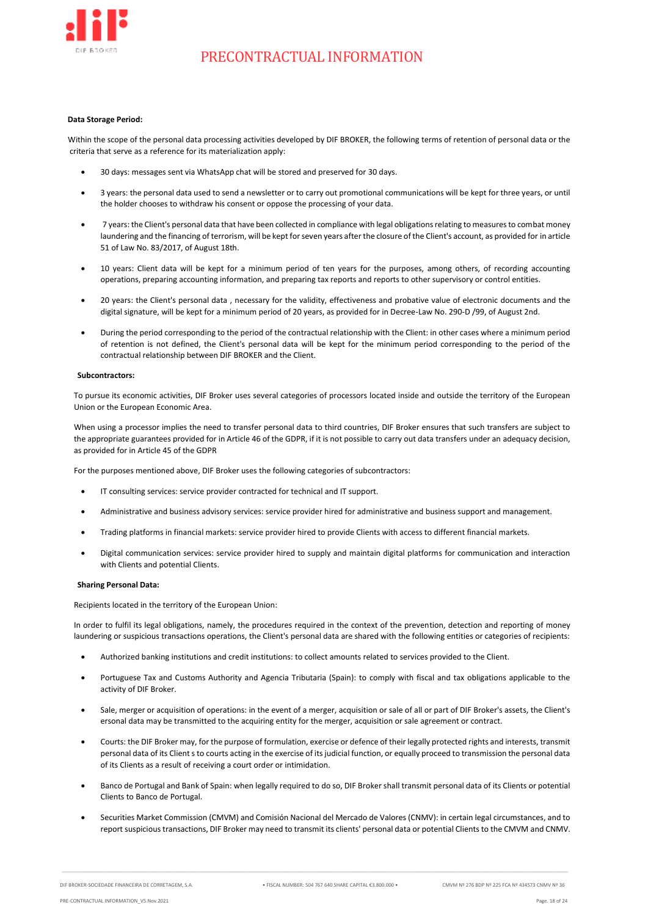**Data Storage Period:**

Within the scope of the personal data processing activities developed by DIF BROKER, the following terms of retention of personal data or the criteria that serve as a reference for its materialization apply:

- 30 days: messages sent via WhatsApp chat will be stored and preserved for 30 days.
- 3 years: the personal data used to send a newsletter or to carry out promotional communications will be kept for three years, or until the holder chooses to withdraw his consent or oppose the processing of your data.
- 7 years: the Client's personal data that have been collected in compliance with legal obligations relating to measures to combat money laundering and the financing of terrorism, will be kept for seven years after the closure of the Client's account, as provided for in article 51 of Law No. 83/2017, of August 18th.
- 10 years: Client data will be kept for a minimum period of ten years for the purposes, among others, of recording accounting operations, preparing accounting information, and preparing tax reports and reports to other supervisory or control entities.
- 20 years: the Client's personal data , necessary for the validity, effectiveness and probative value of electronic documents and the digital signature, will be kept for a minimum period of 20 years, as provided for in Decree-Law No. 290-D /99, of August 2nd.
- During the period corresponding to the period of the contractual relationship with the Client: in other cases where a minimum period of retention is not defined, the Client's personal data will be kept for the minimum period corresponding to the period of the contractual relationship between DIF BROKER and the Client.

**Subcontractors:**

To pursue its economic activities, DIF Broker uses several categories of processors located inside and outside the territory of the European Union or the European Economic Area.

When using a processor implies the need to transfer personal data to third countries, DIF Broker ensures that such transfers are subject to the appropriate guarantees provided for in Article 46 of the GDPR, if it is not possible to carry out data transfers under an adequacy decision, as provided for in Article 45 of the GDPR

For the purposes mentioned above, DIF Broker uses the following categories of subcontractors:

- IT consulting services: service provider contracted for technical and IT support.
- Administrative and business advisory services: service provider hired for administrative and business support and management.
- Trading platforms in financial markets: service provider hired to provide Clients with access to different financial markets.
- Digital communication services: service provider hired to supply and maintain digital platforms for communication and interaction with Clients and potential Clients.

**Sharing Personal Data:**

Recipients located in the territory of the European Union:

In order to fulfil its legal obligations, namely, the procedures required in the context of the prevention, detection and reporting of money laundering or suspicious transactions operations, the Client's personal data are shared with the following entities or categories of recipients:

- Authorized banking institutions and credit institutions: to collect amounts related to services provided to the Client.
- Portuguese Tax and Customs Authority and Agencia Tributaria (Spain): to comply with fiscal and tax obligations applicable to the activity of DIF Broker.
- Sale, merger or acquisition of operations: in the event of a merger, acquisition or sale of all or part of DIF Broker's assets, the Client's ersonal data may be transmitted to the acquiring entity for the merger, acquisition or sale agreement or contract.
- Courts: the DIF Broker may, for the purpose of formulation, exercise or defence of their legally protected rights and interests, transmit personal data of its Client s to courts acting in the exercise of its judicial function, or equally proceed to transmission the personal data of its Clients as a result of receiving a court order or intimidation.
- Banco de Portugal and Bank of Spain: when legally required to do so, DIF Broker shall transmit personal data of its Clients or potential Clients to Banco de Portugal.
- Securities Market Commission (CMVM) and Comisión Nacional del Mercado de Valores (CNMV): in certain legal circumstances, and to report suspicious transactions, DIF Broker may need to transmit its clients' personal data or potential Clients to the CMVM and CNMV.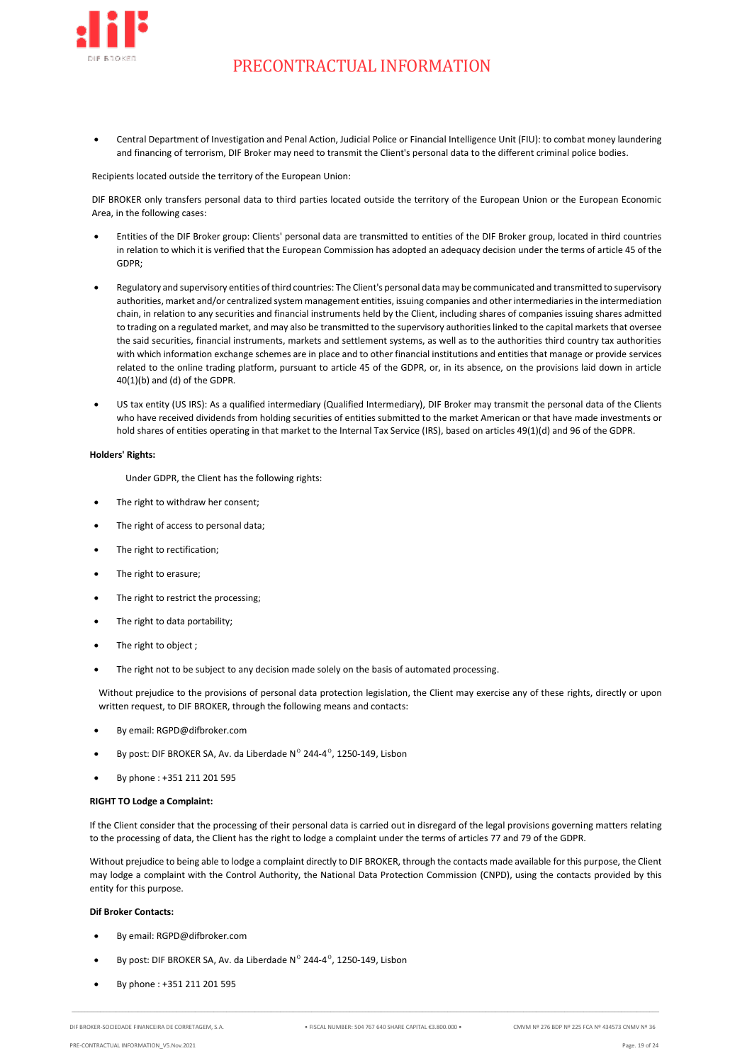- Central Department of Investigation and Penal Action, Judicial Police or Financial Intelligence Unit (FIU): to combat money laundering and financing of terrorism, DIF Broker may need to transmit the Client's personal data to the different criminal police bodies.

Recipients located outside the territory of the European Union:

DIF BROKER only transfers personal data to third parties located outside the territory of the European Union or the European Economic Area, in the following cases:

- Entities of the DIF Broker group: Clients' personal data are transmitted to entities of the DIF Broker group, located in third countries in relation to which it is verified that the European Commission has adopted an adequacy decision under the terms of article 45 of the GDPR;

- Regulatory and supervisory entities of third countries: The Client's personal data may be communicated and transmitted to supervisory authorities, market and/or centralized system management entities, issuing companies and other intermediaries in the intermediation chain, in relation to any securities and financial instruments held by the Client, including shares of companies issuing shares admitted to trading on a regulated market, and may also be transmitted to the supervisory authorities linked to the capital markets that oversee the said securities, financial instruments, markets and settlement systems, as well as to the authorities third country tax authorities with which information exchange schemes are in place and to other financial institutions and entities that manage or provide services related to the online trading platform, pursuant to article 45 of the GDPR, or, in its absence, on the provisions laid down in article 40(1)(b) and (d) of the GDPR.

- US tax entity (US IRS): As a qualified intermediary (Qualified Intermediary), DIF Broker may transmit the personal data of the Clients who have received dividends from holding securities of entities submitted to the market American or that have made investments or hold shares of entities operating in that market to the Internal Tax Service (IRS), based on articles 49(1)(d) and 96 of the GDPR.

**Holders' Rights:**

Under GDPR, the Client has the following rights:

- The right to withdraw her consent;
- The right of access to personal data;
- The right to rectification;
- The right to erasure;
- The right to restrict the processing;
- The right to data portability;
- The right to object ;
- The right not to be subject to any decision made solely on the basis of automated processing.

Without prejudice to the provisions of personal data protection legislation, the Client may exercise any of these rights, directly or upon written request, to DIF BROKER, through the following means and contacts:

- By email: RGPD@difbroker.com
- By post: DIF BROKER SA, Av. da Liberdade Nº 244-4º, 1250-149, Lisbon
- By phone : +351 211 201 595

**RIGHT TO Lodge a Complaint:**

If the Client consider that the processing of their personal data is carried out in disregard of the legal provisions governing matters relating to the processing of data, the Client has the right to lodge a complaint under the terms of articles 77 and 79 of the GDPR.

Without prejudice to being able to lodge a complaint directly to DIF BROKER, through the contacts made available for this purpose, the Client may lodge a complaint with the Control Authority, the National Data Protection Commission (CNPD), using the contacts provided by this entity for this purpose.

**Dif Broker Contacts:**

- By email: RGPD@difbroker.com
- By post: DIF BROKER SA, Av. da Liberdade Nº 244-4º, 1250-149, Lisbon
- By phone : +351 211 201 595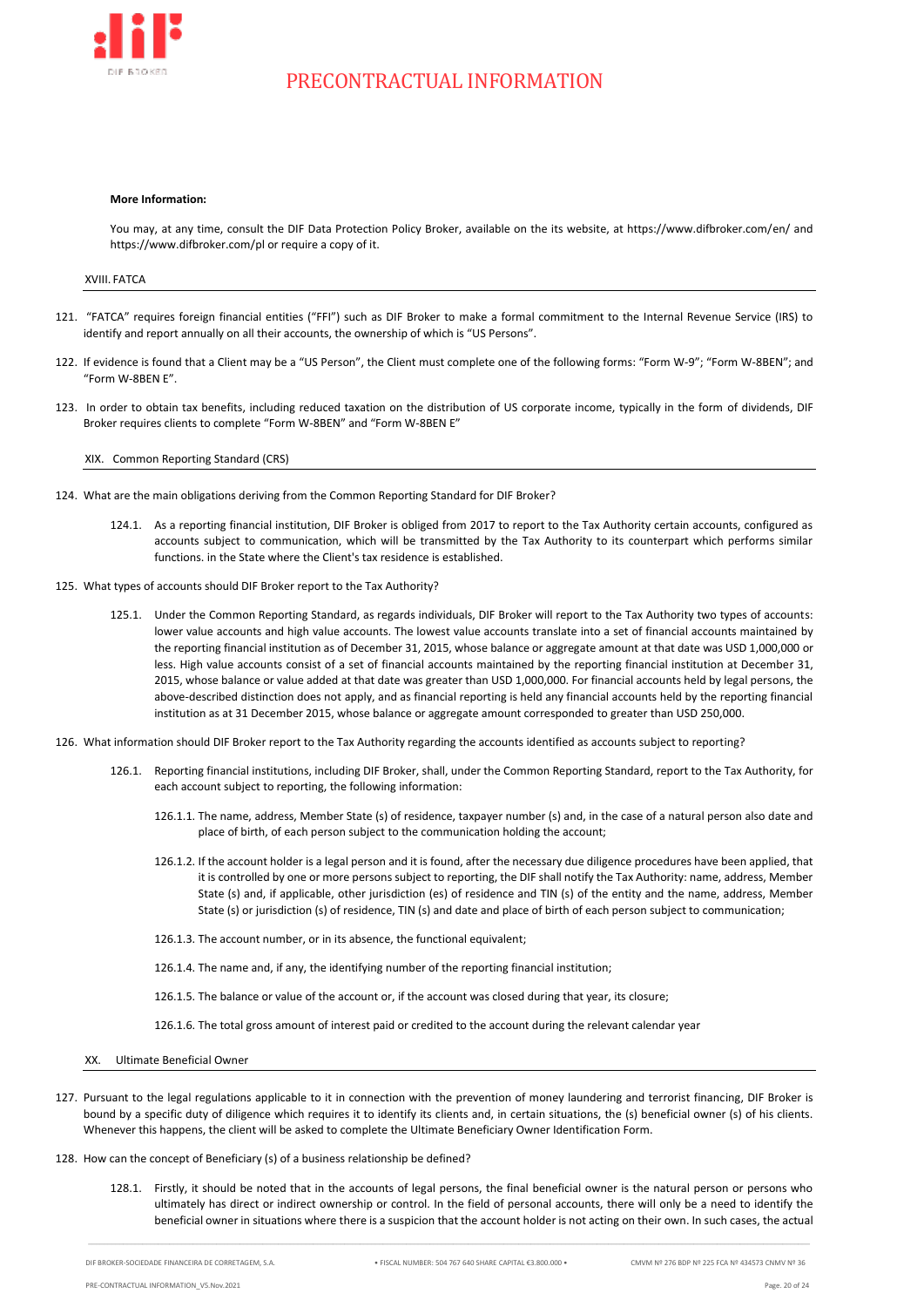**More Information:**

You may, at any time, consult the DIF Data Protection Policy Broker, available on the its website, at https://www.difbroker.com/en/ and https://www.difbroker.com/pl or require a copy of it.

## XVIII. FATCA

121. "FATCA" requires foreign financial entities ("FFI") such as DIF Broker to make a formal commitment to the Internal Revenue Service (IRS) to identify and report annually on all their accounts, the ownership of which is "US Persons".

122. If evidence is found that a Client may be a "US Person", the Client must complete one of the following forms: "Form W-9"; "Form W-8BEN"; and "Form W-8BEN E".

123. In order to obtain tax benefits, including reduced taxation on the distribution of US corporate income, typically in the form of dividends, DIF Broker requires clients to complete "Form W-8BEN" and "Form W-8BEN E"

## XIX. Common Reporting Standard (CRS)

124. What are the main obligations deriving from the Common Reporting Standard for DIF Broker?

    124.1. As a reporting financial institution, DIF Broker is obliged from 2017 to report to the Tax Authority certain accounts, configured as accounts subject to communication, which will be transmitted by the Tax Authority to its counterpart which performs similar functions. in the State where the Client's tax residence is established.

125. What types of accounts should DIF Broker report to the Tax Authority?

    125.1. Under the Common Reporting Standard, as regards individuals, DIF Broker will report to the Tax Authority two types of accounts: lower value accounts and high value accounts. The lowest value accounts translate into a set of financial accounts maintained by the reporting financial institution as of December 31, 2015, whose balance or aggregate amount at that date was USD 1,000,000 or less. High value accounts consist of a set of financial accounts maintained by the reporting financial institution at December 31, 2015, whose balance or value added at that date was greater than USD 1,000,000. For financial accounts held by legal persons, the above-described distinction does not apply, and as financial reporting is held any financial accounts held by the reporting financial institution as at 31 December 2015, whose balance or aggregate amount corresponded to greater than USD 250,000.

126. What information should DIF Broker report to the Tax Authority regarding the accounts identified as accounts subject to reporting?

    126.1. Reporting financial institutions, including DIF Broker, shall, under the Common Reporting Standard, report to the Tax Authority, for each account subject to reporting, the following information:

        126.1.1. The name, address, Member State (s) of residence, taxpayer number (s) and, in the case of a natural person also date and place of birth, of each person subject to the communication holding the account;

        126.1.2. If the account holder is a legal person and it is found, after the necessary due diligence procedures have been applied, that it is controlled by one or more persons subject to reporting, the DIF shall notify the Tax Authority: name, address, Member State (s) and, if applicable, other jurisdiction (es) of residence and TIN (s) of the entity and the name, address, Member State (s) or jurisdiction (s) of residence, TIN (s) and date and place of birth of each person subject to communication;

        126.1.3. The account number, or in its absence, the functional equivalent;

        126.1.4. The name and, if any, the identifying number of the reporting financial institution;

        126.1.5. The balance or value of the account or, if the account was closed during that year, its closure;

        126.1.6. The total gross amount of interest paid or credited to the account during the relevant calendar year

## XX. Ultimate Beneficial Owner

127. Pursuant to the legal regulations applicable to it in connection with the prevention of money laundering and terrorist financing, DIF Broker is bound by a specific duty of diligence which requires it to identify its clients and, in certain situations, the (s) beneficial owner (s) of his clients. Whenever this happens, the client will be asked to complete the Ultimate Beneficiary Owner Identification Form.

128. How can the concept of Beneficiary (s) of a business relationship be defined?

    128.1. Firstly, it should be noted that in the accounts of legal persons, the final beneficial owner is the natural person or persons who ultimately has direct or indirect ownership or control. In the field of personal accounts, there will only be a need to identify the beneficial owner in situations where there is a suspicion that the account holder is not acting on their own. In such cases, the actual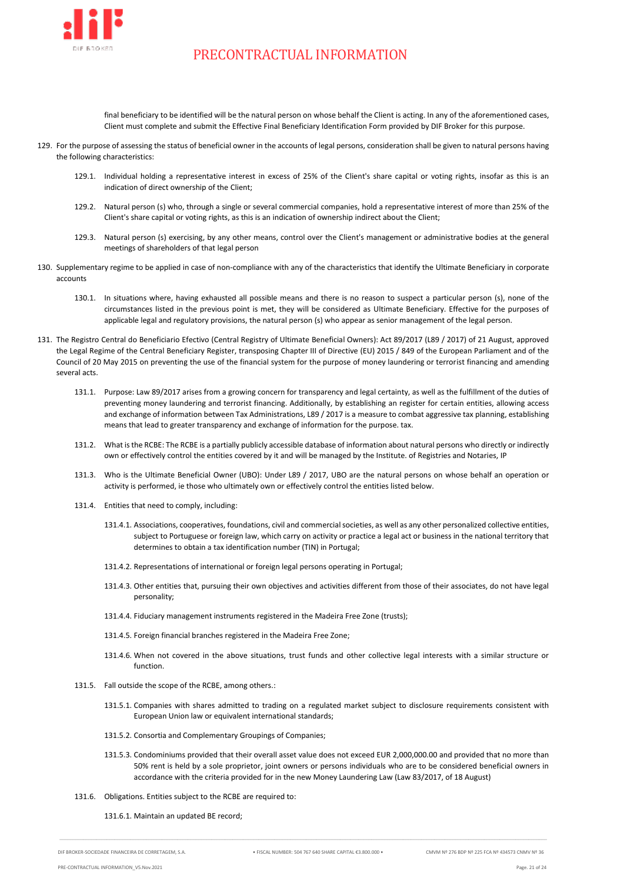final beneficiary to be identified will be the natural person on whose behalf the Client is acting. In any of the aforementioned cases, Client must complete and submit the Effective Final Beneficiary Identification Form provided by DIF Broker for this purpose.

129. For the purpose of assessing the status of beneficial owner in the accounts of legal persons, consideration shall be given to natural persons having the following characteristics:

    129.1. Individual holding a representative interest in excess of 25% of the Client's share capital or voting rights, insofar as this is an indication of direct ownership of the Client;

    129.2. Natural person (s) who, through a single or several commercial companies, hold a representative interest of more than 25% of the Client's share capital or voting rights, as this is an indication of ownership indirect about the Client;

    129.3. Natural person (s) exercising, by any other means, control over the Client's management or administrative bodies at the general meetings of shareholders of that legal person

130. Supplementary regime to be applied in case of non-compliance with any of the characteristics that identify the Ultimate Beneficiary in corporate accounts

    130.1. In situations where, having exhausted all possible means and there is no reason to suspect a particular person (s), none of the circumstances listed in the previous point is met, they will be considered as Ultimate Beneficiary. Effective for the purposes of applicable legal and regulatory provisions, the natural person (s) who appear as senior management of the legal person.

131. The Registro Central do Beneficiario Efectivo (Central Registry of Ultimate Beneficial Owners): Act 89/2017 (L89 / 2017) of 21 August, approved the Legal Regime of the Central Beneficiary Register, transposing Chapter III of Directive (EU) 2015 / 849 of the European Parliament and of the Council of 20 May 2015 on preventing the use of the financial system for the purpose of money laundering or terrorist financing and amending several acts.

    131.1. Purpose: Law 89/2017 arises from a growing concern for transparency and legal certainty, as well as the fulfillment of the duties of preventing money laundering and terrorist financing. Additionally, by establishing an register for certain entities, allowing access and exchange of information between Tax Administrations, L89 / 2017 is a measure to combat aggressive tax planning, establishing means that lead to greater transparency and exchange of information for the purpose. tax.

    131.2. What is the RCBE: The RCBE is a partially publicly accessible database of information about natural persons who directly or indirectly own or effectively control the entities covered by it and will be managed by the Institute. of Registries and Notaries, IP

    131.3. Who is the Ultimate Beneficial Owner (UBO): Under L89 / 2017, UBO are the natural persons on whose behalf an operation or activity is performed, ie those who ultimately own or effectively control the entities listed below.

    131.4. Entities that need to comply, including:

        131.4.1. Associations, cooperatives, foundations, civil and commercial societies, as well as any other personalized collective entities, subject to Portuguese or foreign law, which carry on activity or practice a legal act or business in the national territory that determines to obtain a tax identification number (TIN) in Portugal;

        131.4.2. Representations of international or foreign legal persons operating in Portugal;

        131.4.3. Other entities that, pursuing their own objectives and activities different from those of their associates, do not have legal personality;

        131.4.4. Fiduciary management instruments registered in the Madeira Free Zone (trusts);

        131.4.5. Foreign financial branches registered in the Madeira Free Zone;

        131.4.6. When not covered in the above situations, trust funds and other collective legal interests with a similar structure or function.

    131.5. Fall outside the scope of the RCBE, among others.:

        131.5.1. Companies with shares admitted to trading on a regulated market subject to disclosure requirements consistent with European Union law or equivalent international standards;

        131.5.2. Consortia and Complementary Groupings of Companies;

        131.5.3. Condominiums provided that their overall asset value does not exceed EUR 2,000,000.00 and provided that no more than 50% rent is held by a sole proprietor, joint owners or persons individuals who are to be considered beneficial owners in accordance with the criteria provided for in the new Money Laundering Law (Law 83/2017, of 18 August)

    131.6. Obligations. Entities subject to the RCBE are required to:

        131.6.1. Maintain an updated BE record;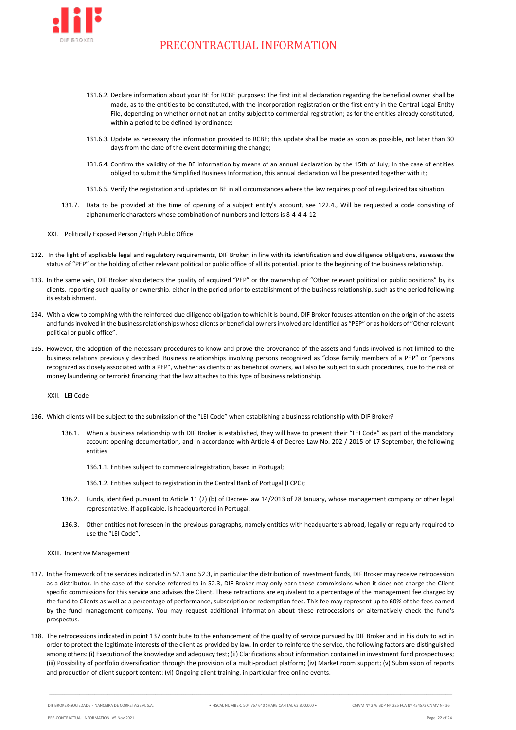131.6.2. Declare information about your BE for RCBE purposes: The first initial declaration regarding the beneficial owner shall be made, as to the entities to be constituted, with the incorporation registration or the first entry in the Central Legal Entity File, depending on whether or not an entity subject to commercial registration; as for the entities already constituted, within a period to be defined by ordinance;

131.6.3. Update as necessary the information provided to RCBE; this update shall be made as soon as possible, not later than 30 days from the date of the event determining the change;

131.6.4. Confirm the validity of the BE information by means of an annual declaration by the 15th of July; In the case of entities obliged to submit the Simplified Business Information, this annual declaration will be presented together with it;

131.6.5. Verify the registration and updates on BE in all circumstances where the law requires proof of regularized tax situation.

131.7. Data to be provided at the time of opening of a subject entity's account, see 122.4., Will be requested a code consisting of alphanumeric characters whose combination of numbers and letters is 8-4-4-4-12

## XXI. Politically Exposed Person / High Public Office

132. In the light of applicable legal and regulatory requirements, DIF Broker, in line with its identification and due diligence obligations, assesses the status of "PEP" or the holding of other relevant political or public office of all its potential. prior to the beginning of the business relationship.

133. In the same vein, DIF Broker also detects the quality of acquired "PEP" or the ownership of "Other relevant political or public positions" by its clients, reporting such quality or ownership, either in the period prior to establishment of the business relationship, such as the period following its establishment.

134. With a view to complying with the reinforced due diligence obligation to which it is bound, DIF Broker focuses attention on the origin of the assets and funds involved in the business relationships whose clients or beneficial owners involved are identified as "PEP" or as holders of "Other relevant political or public office".

135. However, the adoption of the necessary procedures to know and prove the provenance of the assets and funds involved is not limited to the business relations previously described. Business relationships involving persons recognized as "close family members of a PEP" or "persons recognized as closely associated with a PEP", whether as clients or as beneficial owners, will also be subject to such procedures, due to the risk of money laundering or terrorist financing that the law attaches to this type of business relationship.

## XXII. LEI Code

136. Which clients will be subject to the submission of the "LEI Code" when establishing a business relationship with DIF Broker?

136.1. When a business relationship with DIF Broker is established, they will have to present their "LEI Code" as part of the mandatory account opening documentation, and in accordance with Article 4 of Decree-Law No. 202 / 2015 of 17 September, the following entities

136.1.1. Entities subject to commercial registration, based in Portugal;

136.1.2. Entities subject to registration in the Central Bank of Portugal (FCPC);

136.2. Funds, identified pursuant to Article 11 (2) (b) of Decree-Law 14/2013 of 28 January, whose management company or other legal representative, if applicable, is headquartered in Portugal;

136.3. Other entities not foreseen in the previous paragraphs, namely entities with headquarters abroad, legally or regularly required to use the "LEI Code".

## XXIII. Incentive Management

137. In the framework of the services indicated in 52.1 and 52.3, in particular the distribution of investment funds, DIF Broker may receive retrocession as a distributor. In the case of the service referred to in 52.3, DIF Broker may only earn these commissions when it does not charge the Client specific commissions for this service and advises the Client. These retractions are equivalent to a percentage of the management fee charged by the fund to Clients as well as a percentage of performance, subscription or redemption fees. This fee may represent up to 60% of the fees earned by the fund management company. You may request additional information about these retrocessions or alternatively check the fund's prospectus.

138. The retrocessions indicated in point 137 contribute to the enhancement of the quality of service pursued by DIF Broker and in his duty to act in order to protect the legitimate interests of the client as provided by law. In order to reinforce the service, the following factors are distinguished among others: (i) Execution of the knowledge and adequacy test; (ii) Clarifications about information contained in investment fund prospectuses; (iii) Possibility of portfolio diversification through the provision of a multi-product platform; (iv) Market room support; (v) Submission of reports and production of client support content; (vi) Ongoing client training, in particular free online events.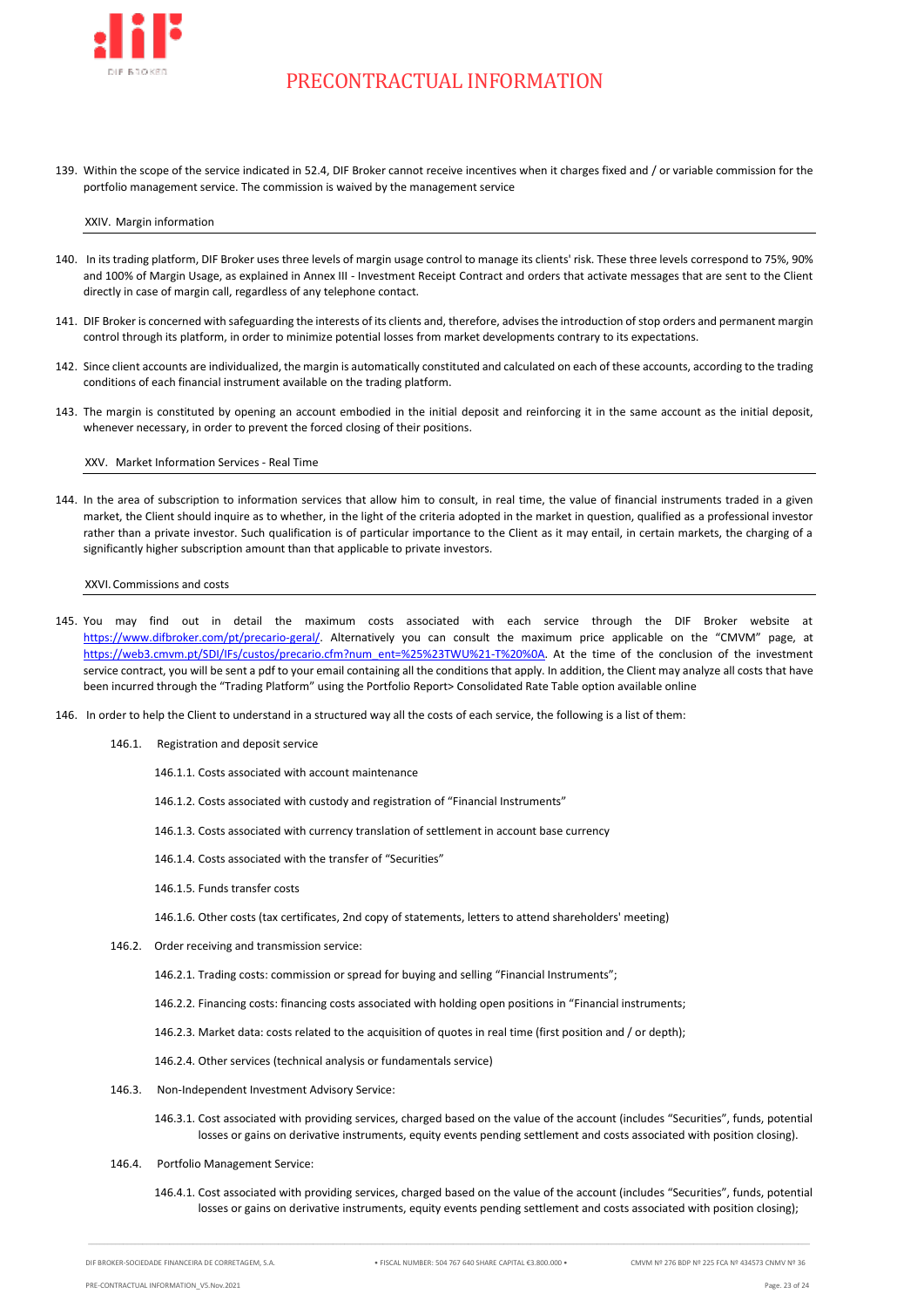139. Within the scope of the service indicated in 52.4, DIF Broker cannot receive incentives when it charges fixed and / or variable commission for the portfolio management service. The commission is waived by the management service

## XXIV. Margin information

140. In its trading platform, DIF Broker uses three levels of margin usage control to manage its clients' risk. These three levels correspond to 75%, 90% and 100% of Margin Usage, as explained in Annex III - Investment Receipt Contract and orders that activate messages that are sent to the Client directly in case of margin call, regardless of any telephone contact.

141. DIF Broker is concerned with safeguarding the interests of its clients and, therefore, advises the introduction of stop orders and permanent margin control through its platform, in order to minimize potential losses from market developments contrary to its expectations.

142. Since client accounts are individualized, the margin is automatically constituted and calculated on each of these accounts, according to the trading conditions of each financial instrument available on the trading platform.

143. The margin is constituted by opening an account embodied in the initial deposit and reinforcing it in the same account as the initial deposit, whenever necessary, in order to prevent the forced closing of their positions.

## XXV. Market Information Services - Real Time

144. In the area of subscription to information services that allow him to consult, in real time, the value of financial instruments traded in a given market, the Client should inquire as to whether, in the light of the criteria adopted in the market in question, qualified as a professional investor rather than a private investor. Such qualification is of particular importance to the Client as it may entail, in certain markets, the charging of a significantly higher subscription amount than that applicable to private investors.

## XXVI. Commissions and costs

145. You may find out in detail the maximum costs associated with each service through the DIF Broker website at https://www.difbroker.com/pt/precario-geral/. Alternatively you can consult the maximum price applicable on the "CMVM" page, at https://web3.cmvm.pt/SDI/IFs/custos/precario.cfm?num_ent=%25%23TWU%21-T%20%0A. At the time of the conclusion of the investment service contract, you will be sent a pdf to your email containing all the conditions that apply. In addition, the Client may analyze all costs that have been incurred through the "Trading Platform" using the Portfolio Report> Consolidated Rate Table option available online

146. In order to help the Client to understand in a structured way all the costs of each service, the following is a list of them:

    146.1. Registration and deposit service

        146.1.1. Costs associated with account maintenance

        146.1.2. Costs associated with custody and registration of "Financial Instruments"

        146.1.3. Costs associated with currency translation of settlement in account base currency

        146.1.4. Costs associated with the transfer of "Securities"

        146.1.5. Funds transfer costs

        146.1.6. Other costs (tax certificates, 2nd copy of statements, letters to attend shareholders' meeting)

    146.2. Order receiving and transmission service:

        146.2.1. Trading costs: commission or spread for buying and selling "Financial Instruments";

        146.2.2. Financing costs: financing costs associated with holding open positions in "Financial instruments;

        146.2.3. Market data: costs related to the acquisition of quotes in real time (first position and / or depth);

        146.2.4. Other services (technical analysis or fundamentals service)

    146.3. Non-Independent Investment Advisory Service:

        146.3.1. Cost associated with providing services, charged based on the value of the account (includes "Securities", funds, potential losses or gains on derivative instruments, equity events pending settlement and costs associated with position closing).

    146.4. Portfolio Management Service:

        146.4.1. Cost associated with providing services, charged based on the value of the account (includes "Securities", funds, potential losses or gains on derivative instruments, equity events pending settlement and costs associated with position closing);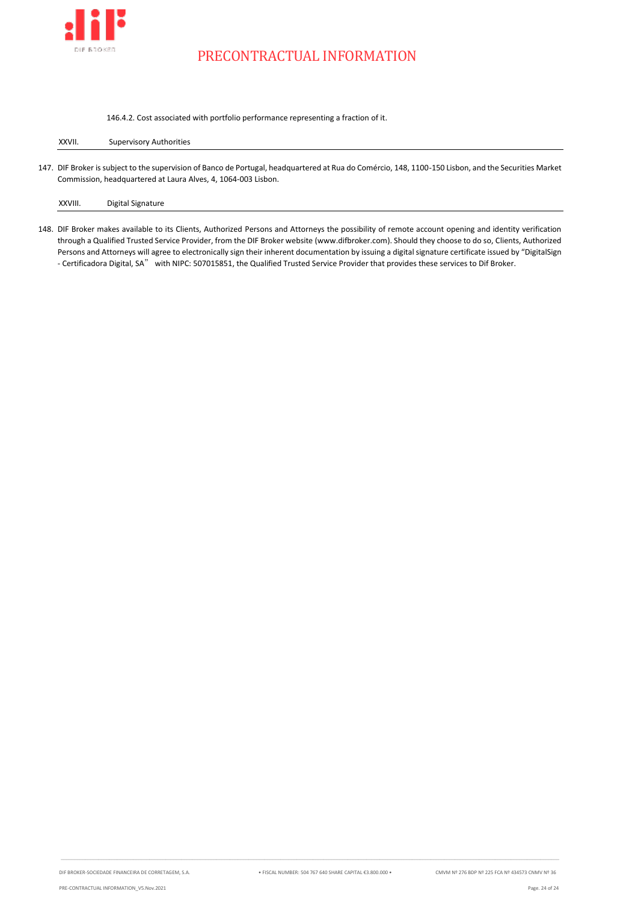146.4.2. Cost associated with portfolio performance representing a fraction of it.

## XXVII. Supervisory Authorities

147. DIF Broker is subject to the supervision of Banco de Portugal, headquartered at Rua do Comércio, 148, 1100-150 Lisbon, and the Securities Market Commission, headquartered at Laura Alves, 4, 1064-003 Lisbon.

## XXVIII. Digital Signature

148. DIF Broker makes available to its Clients, Authorized Persons and Attorneys the possibility of remote account opening and identity verification through a Qualified Trusted Service Provider, from the DIF Broker website (www.difbroker.com). Should they choose to do so, Clients, Authorized Persons and Attorneys will agree to electronically sign their inherent documentation by issuing a digital signature certificate issued by "DigitalSign - Certificadora Digital, SA" with NIPC: 507015851, the Qualified Trusted Service Provider that provides these services to Dif Broker.